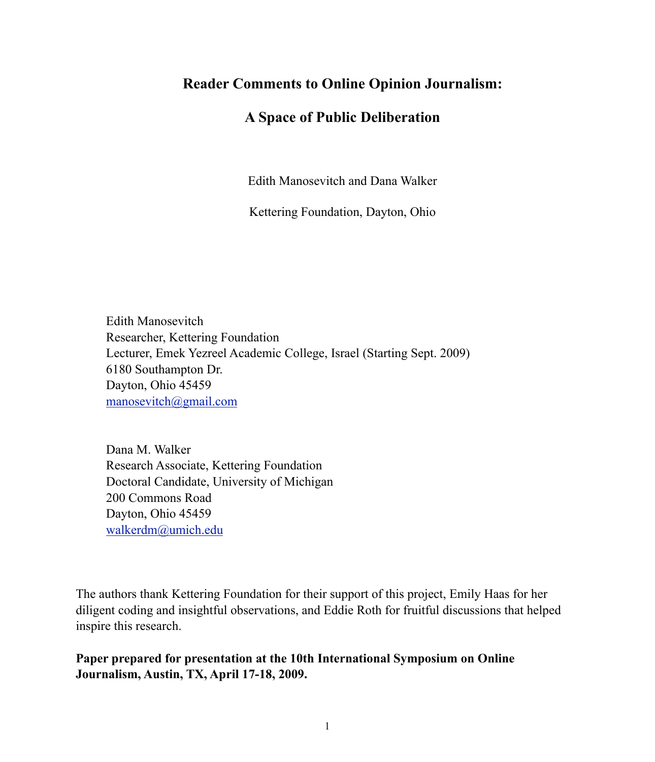# Reader Comments to Online Opinion Journalism:

# A Space of Public Deliberation

Edith Manosevitch and Dana Walker

Kettering Foundation, Dayton, Ohio

Edith Manosevitch
Researcher, Kettering Foundation
Lecturer, Emek Yezreel Academic College, Israel (Starting Sept. 2009)
6180 Southampton Dr.
Dayton, Ohio 45459
manosevitch@gmail.com

Dana M. Walker
Research Associate, Kettering Foundation
Doctoral Candidate, University of Michigan
200 Commons Road
Dayton, Ohio 45459
walkerdm@umich.edu

The authors thank Kettering Foundation for their support of this project, Emily Haas for her diligent coding and insightful observations, and Eddie Roth for fruitful discussions that helped inspire this research.

**Paper prepared for presentation at the 10th International Symposium on Online Journalism, Austin, TX, April 17-18, 2009.**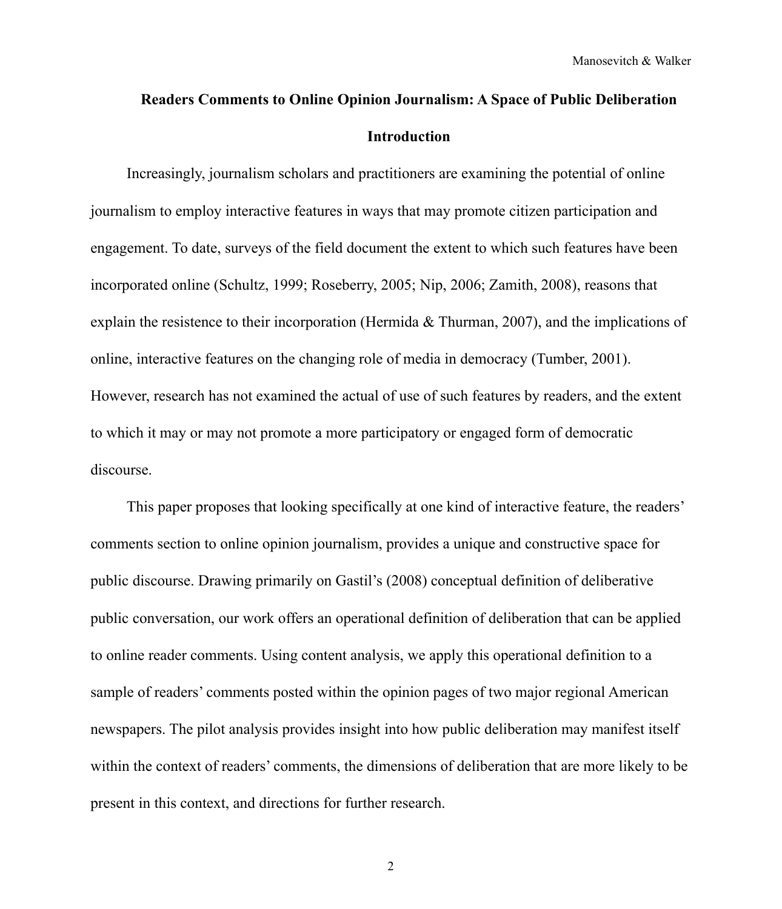# Readers Comments to Online Opinion Journalism: A Space of Public Deliberation

## Introduction

Increasingly, journalism scholars and practitioners are examining the potential of online journalism to employ interactive features in ways that may promote citizen participation and engagement. To date, surveys of the field document the extent to which such features have been incorporated online (Schultz, 1999; Roseberry, 2005; Nip, 2006; Zamith, 2008), reasons that explain the resistence to their incorporation (Hermida & Thurman, 2007), and the implications of online, interactive features on the changing role of media in democracy (Tumber, 2001). However, research has not examined the actual of use of such features by readers, and the extent to which it may or may not promote a more participatory or engaged form of democratic discourse.

This paper proposes that looking specifically at one kind of interactive feature, the readers' comments section to online opinion journalism, provides a unique and constructive space for public discourse. Drawing primarily on Gastil's (2008) conceptual definition of deliberative public conversation, our work offers an operational definition of deliberation that can be applied to online reader comments. Using content analysis, we apply this operational definition to a sample of readers' comments posted within the opinion pages of two major regional American newspapers. The pilot analysis provides insight into how public deliberation may manifest itself within the context of readers' comments, the dimensions of deliberation that are more likely to be present in this context, and directions for further research.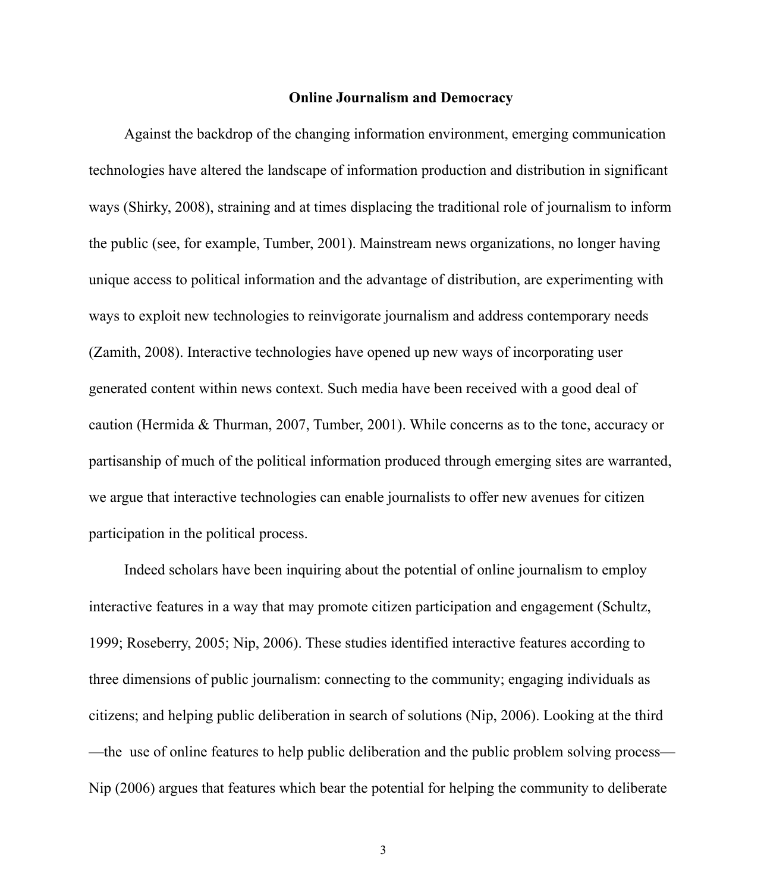## Online Journalism and Democracy

Against the backdrop of the changing information environment, emerging communication technologies have altered the landscape of information production and distribution in significant ways (Shirky, 2008), straining and at times displacing the traditional role of journalism to inform the public (see, for example, Tumber, 2001). Mainstream news organizations, no longer having unique access to political information and the advantage of distribution, are experimenting with ways to exploit new technologies to reinvigorate journalism and address contemporary needs (Zamith, 2008). Interactive technologies have opened up new ways of incorporating user generated content within news context. Such media have been received with a good deal of caution (Hermida & Thurman, 2007, Tumber, 2001). While concerns as to the tone, accuracy or partisanship of much of the political information produced through emerging sites are warranted, we argue that interactive technologies can enable journalists to offer new avenues for citizen participation in the political process.

Indeed scholars have been inquiring about the potential of online journalism to employ interactive features in a way that may promote citizen participation and engagement (Schultz, 1999; Roseberry, 2005; Nip, 2006). These studies identified interactive features according to three dimensions of public journalism: connecting to the community; engaging individuals as citizens; and helping public deliberation in search of solutions (Nip, 2006). Looking at the third —the use of online features to help public deliberation and the public problem solving process— Nip (2006) argues that features which bear the potential for helping the community to deliberate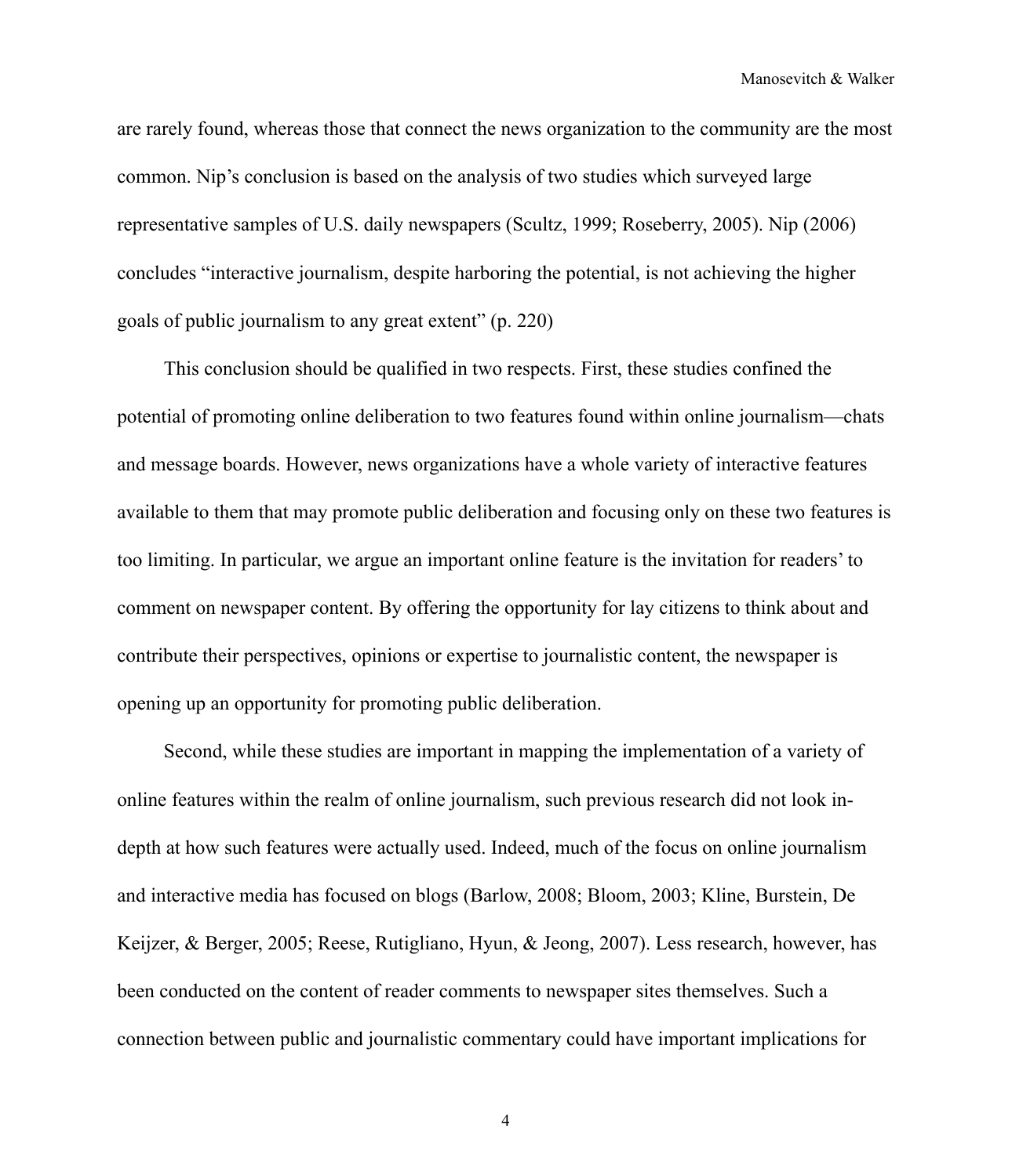are rarely found, whereas those that connect the news organization to the community are the most common. Nip's conclusion is based on the analysis of two studies which surveyed large representative samples of U.S. daily newspapers (Scultz, 1999; Roseberry, 2005). Nip (2006) concludes "interactive journalism, despite harboring the potential, is not achieving the higher goals of public journalism to any great extent" (p. 220)

This conclusion should be qualified in two respects. First, these studies confined the potential of promoting online deliberation to two features found within online journalism—chats and message boards. However, news organizations have a whole variety of interactive features available to them that may promote public deliberation and focusing only on these two features is too limiting. In particular, we argue an important online feature is the invitation for readers' to comment on newspaper content. By offering the opportunity for lay citizens to think about and contribute their perspectives, opinions or expertise to journalistic content, the newspaper is opening up an opportunity for promoting public deliberation.

Second, while these studies are important in mapping the implementation of a variety of online features within the realm of online journalism, such previous research did not look in-depth at how such features were actually used. Indeed, much of the focus on online journalism and interactive media has focused on blogs (Barlow, 2008; Bloom, 2003; Kline, Burstein, De Keijzer, & Berger, 2005; Reese, Rutigliano, Hyun, & Jeong, 2007). Less research, however, has been conducted on the content of reader comments to newspaper sites themselves. Such a connection between public and journalistic commentary could have important implications for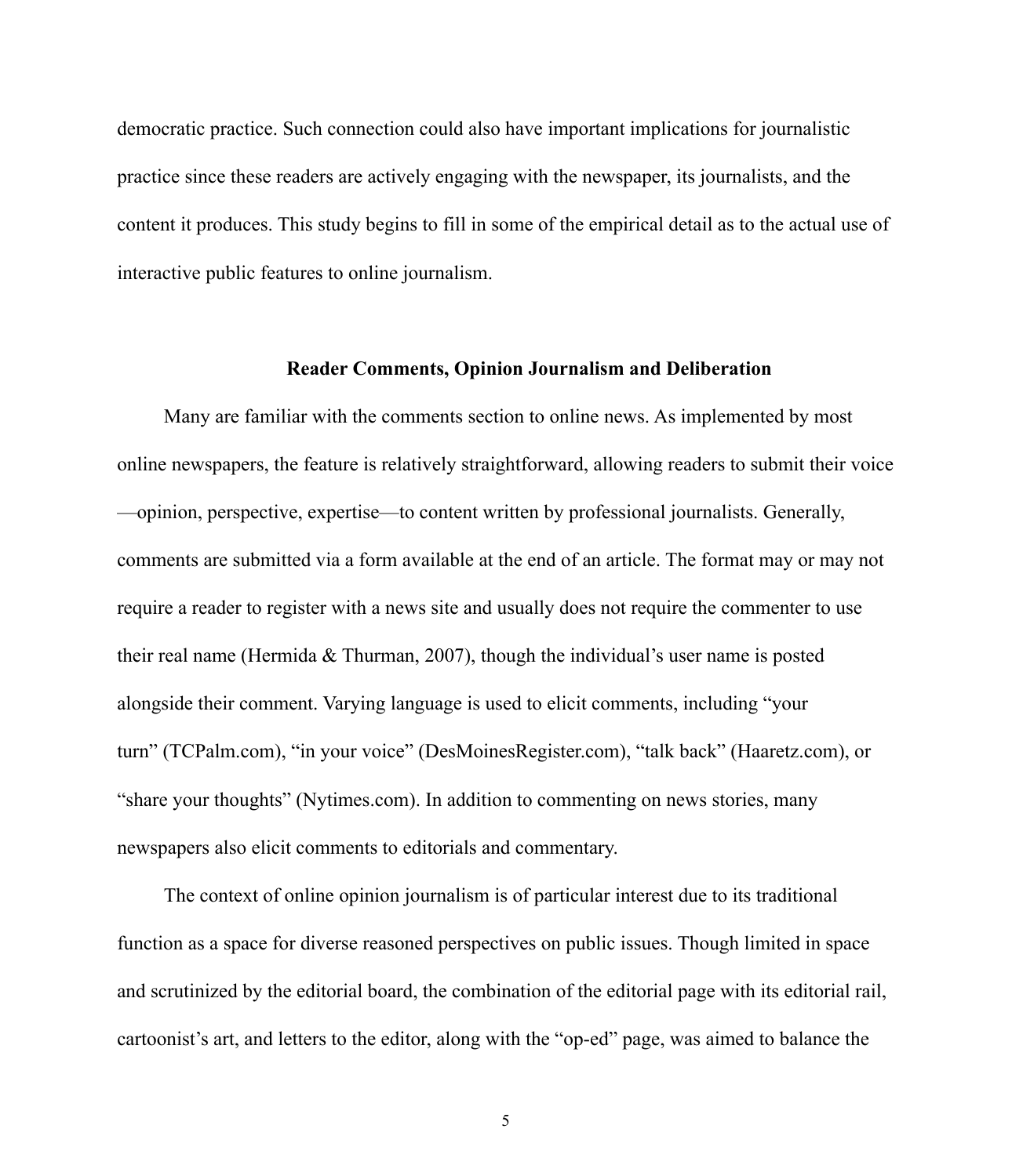democratic practice. Such connection could also have important implications for journalistic practice since these readers are actively engaging with the newspaper, its journalists, and the content it produces. This study begins to fill in some of the empirical detail as to the actual use of interactive public features to online journalism.

## Reader Comments, Opinion Journalism and Deliberation

Many are familiar with the comments section to online news. As implemented by most online newspapers, the feature is relatively straightforward, allowing readers to submit their voice—opinion, perspective, expertise—to content written by professional journalists. Generally, comments are submitted via a form available at the end of an article. The format may or may not require a reader to register with a news site and usually does not require the commenter to use their real name (Hermida & Thurman, 2007), though the individual's user name is posted alongside their comment. Varying language is used to elicit comments, including "your turn" (TCPalm.com), "in your voice" (DesMoinesRegister.com), "talk back" (Haaretz.com), or "share your thoughts" (Nytimes.com). In addition to commenting on news stories, many newspapers also elicit comments to editorials and commentary.

The context of online opinion journalism is of particular interest due to its traditional function as a space for diverse reasoned perspectives on public issues. Though limited in space and scrutinized by the editorial board, the combination of the editorial page with its editorial rail, cartoonist's art, and letters to the editor, along with the "op-ed" page, was aimed to balance the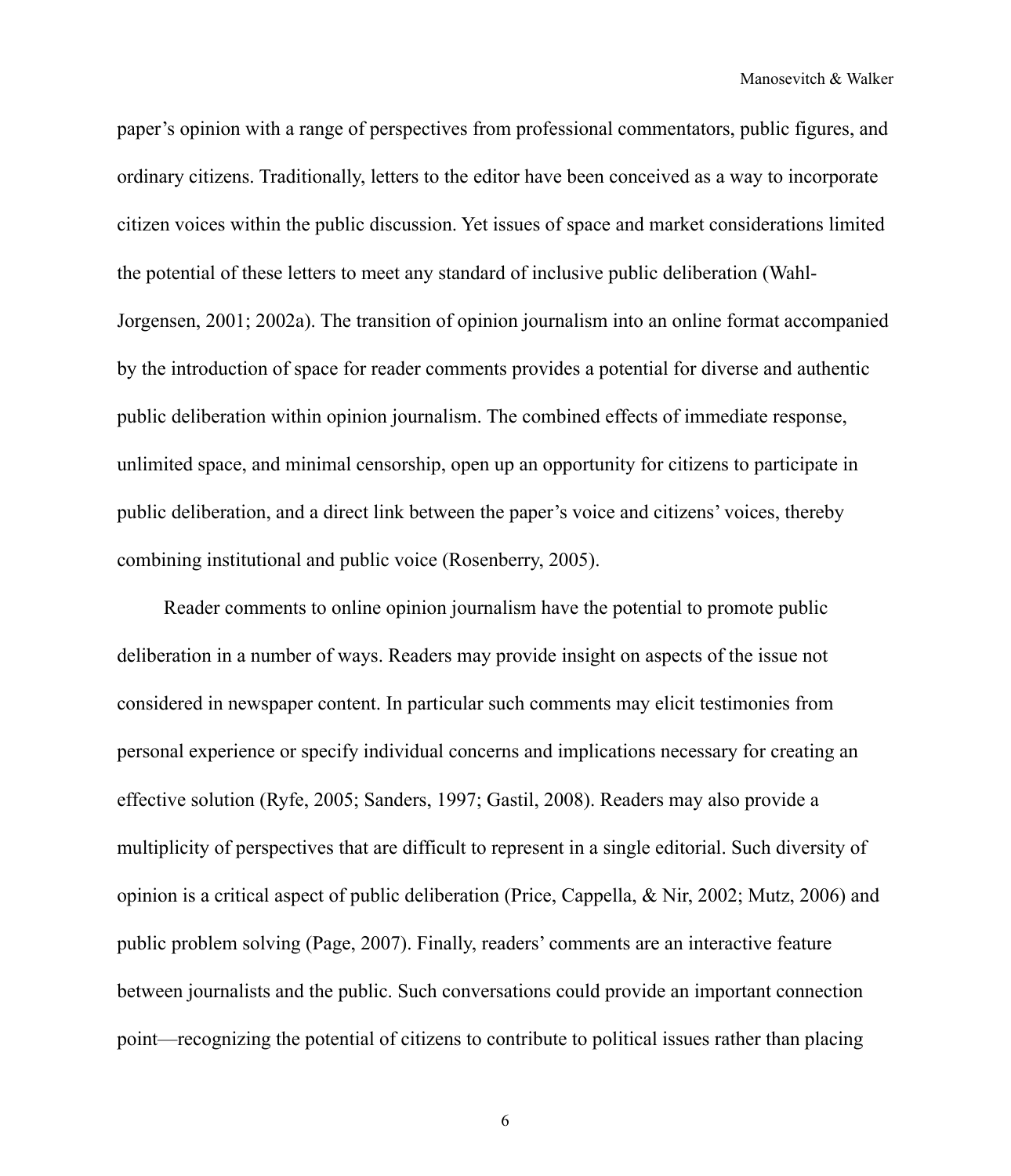paper's opinion with a range of perspectives from professional commentators, public figures, and ordinary citizens. Traditionally, letters to the editor have been conceived as a way to incorporate citizen voices within the public discussion. Yet issues of space and market considerations limited the potential of these letters to meet any standard of inclusive public deliberation (Wahl-Jorgensen, 2001; 2002a). The transition of opinion journalism into an online format accompanied by the introduction of space for reader comments provides a potential for diverse and authentic public deliberation within opinion journalism. The combined effects of immediate response, unlimited space, and minimal censorship, open up an opportunity for citizens to participate in public deliberation, and a direct link between the paper's voice and citizens' voices, thereby combining institutional and public voice (Rosenberry, 2005).

Reader comments to online opinion journalism have the potential to promote public deliberation in a number of ways. Readers may provide insight on aspects of the issue not considered in newspaper content. In particular such comments may elicit testimonies from personal experience or specify individual concerns and implications necessary for creating an effective solution (Ryfe, 2005; Sanders, 1997; Gastil, 2008). Readers may also provide a multiplicity of perspectives that are difficult to represent in a single editorial. Such diversity of opinion is a critical aspect of public deliberation (Price, Cappella, & Nir, 2002; Mutz, 2006) and public problem solving (Page, 2007). Finally, readers' comments are an interactive feature between journalists and the public. Such conversations could provide an important connection point—recognizing the potential of citizens to contribute to political issues rather than placing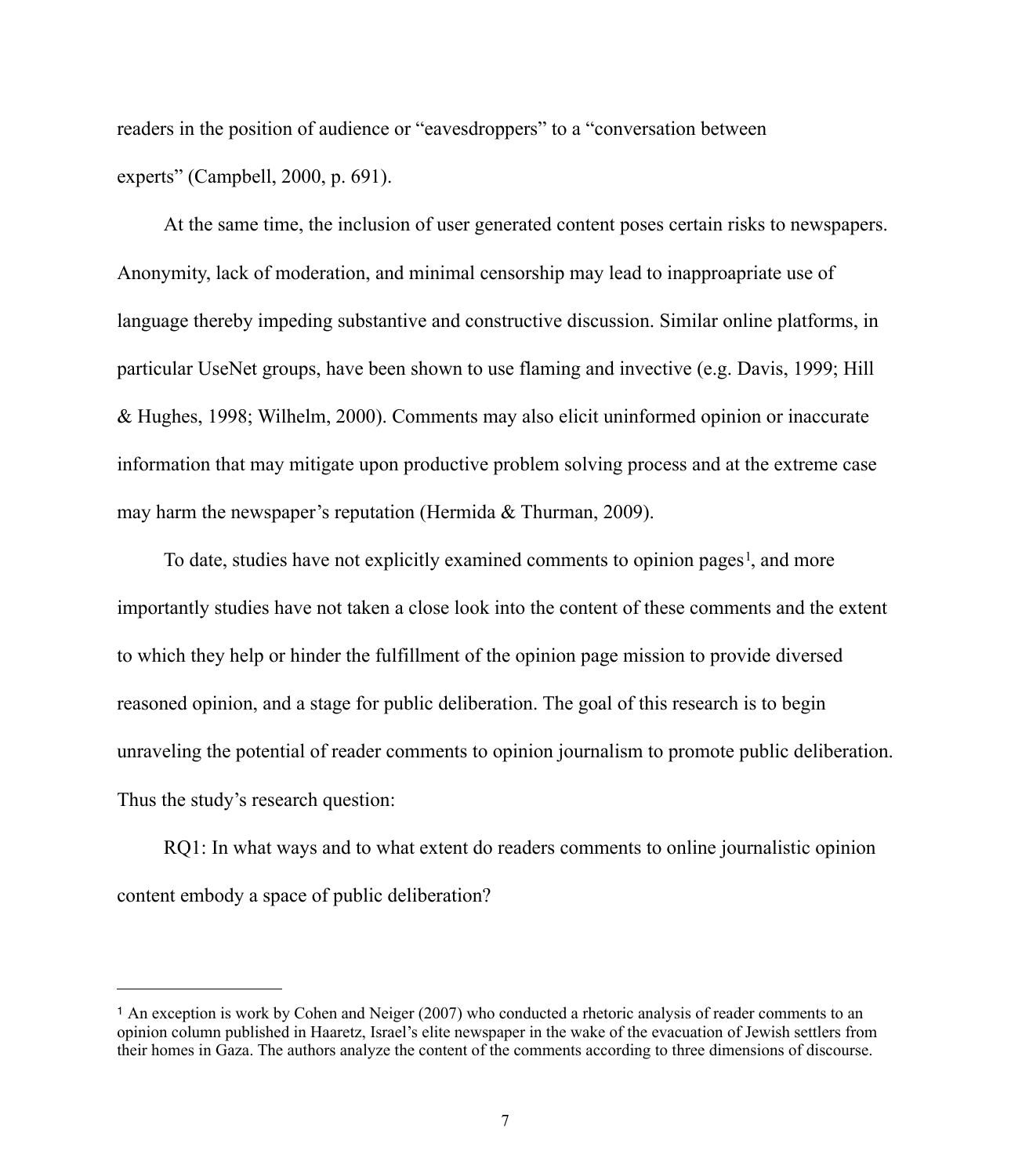readers in the position of audience or "eavesdroppers" to a "conversation between experts" (Campbell, 2000, p. 691).

At the same time, the inclusion of user generated content poses certain risks to newspapers. Anonymity, lack of moderation, and minimal censorship may lead to inapproapriate use of language thereby impeding substantive and constructive discussion. Similar online platforms, in particular UseNet groups, have been shown to use flaming and invective (e.g. Davis, 1999; Hill & Hughes, 1998; Wilhelm, 2000). Comments may also elicit uninformed opinion or inaccurate information that may mitigate upon productive problem solving process and at the extreme case may harm the newspaper's reputation (Hermida & Thurman, 2009).

To date, studies have not explicitly examined comments to opinion pages[1], and more importantly studies have not taken a close look into the content of these comments and the extent to which they help or hinder the fulfillment of the opinion page mission to provide diversed reasoned opinion, and a stage for public deliberation. The goal of this research is to begin unraveling the potential of reader comments to opinion journalism to promote public deliberation. Thus the study's research question:

RQ1: In what ways and to what extent do readers comments to online journalistic opinion content embody a space of public deliberation?

---

[1] An exception is work by Cohen and Neiger (2007) who conducted a rhetoric analysis of reader comments to an opinion column published in Haaretz, Israel's elite newspaper in the wake of the evacuation of Jewish settlers from their homes in Gaza. The authors analyze the content of the comments according to three dimensions of discourse.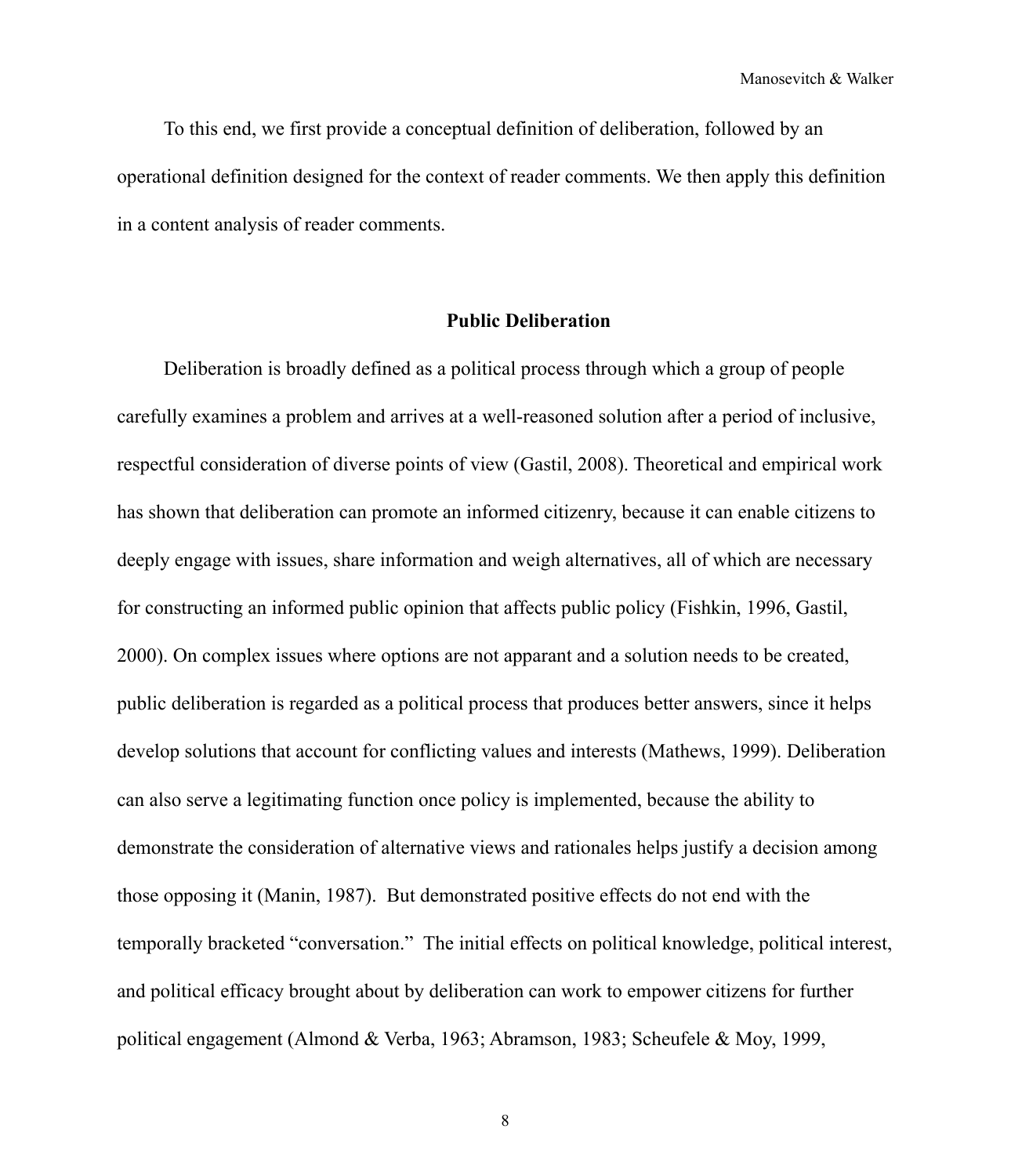To this end, we first provide a conceptual definition of deliberation, followed by an operational definition designed for the context of reader comments. We then apply this definition in a content analysis of reader comments.

## Public Deliberation

Deliberation is broadly defined as a political process through which a group of people carefully examines a problem and arrives at a well-reasoned solution after a period of inclusive, respectful consideration of diverse points of view (Gastil, 2008). Theoretical and empirical work has shown that deliberation can promote an informed citizenry, because it can enable citizens to deeply engage with issues, share information and weigh alternatives, all of which are necessary for constructing an informed public opinion that affects public policy (Fishkin, 1996, Gastil, 2000). On complex issues where options are not apparant and a solution needs to be created, public deliberation is regarded as a political process that produces better answers, since it helps develop solutions that account for conflicting values and interests (Mathews, 1999). Deliberation can also serve a legitimating function once policy is implemented, because the ability to demonstrate the consideration of alternative views and rationales helps justify a decision among those opposing it (Manin, 1987). But demonstrated positive effects do not end with the temporally bracketed "conversation." The initial effects on political knowledge, political interest, and political efficacy brought about by deliberation can work to empower citizens for further political engagement (Almond & Verba, 1963; Abramson, 1983; Scheufele & Moy, 1999,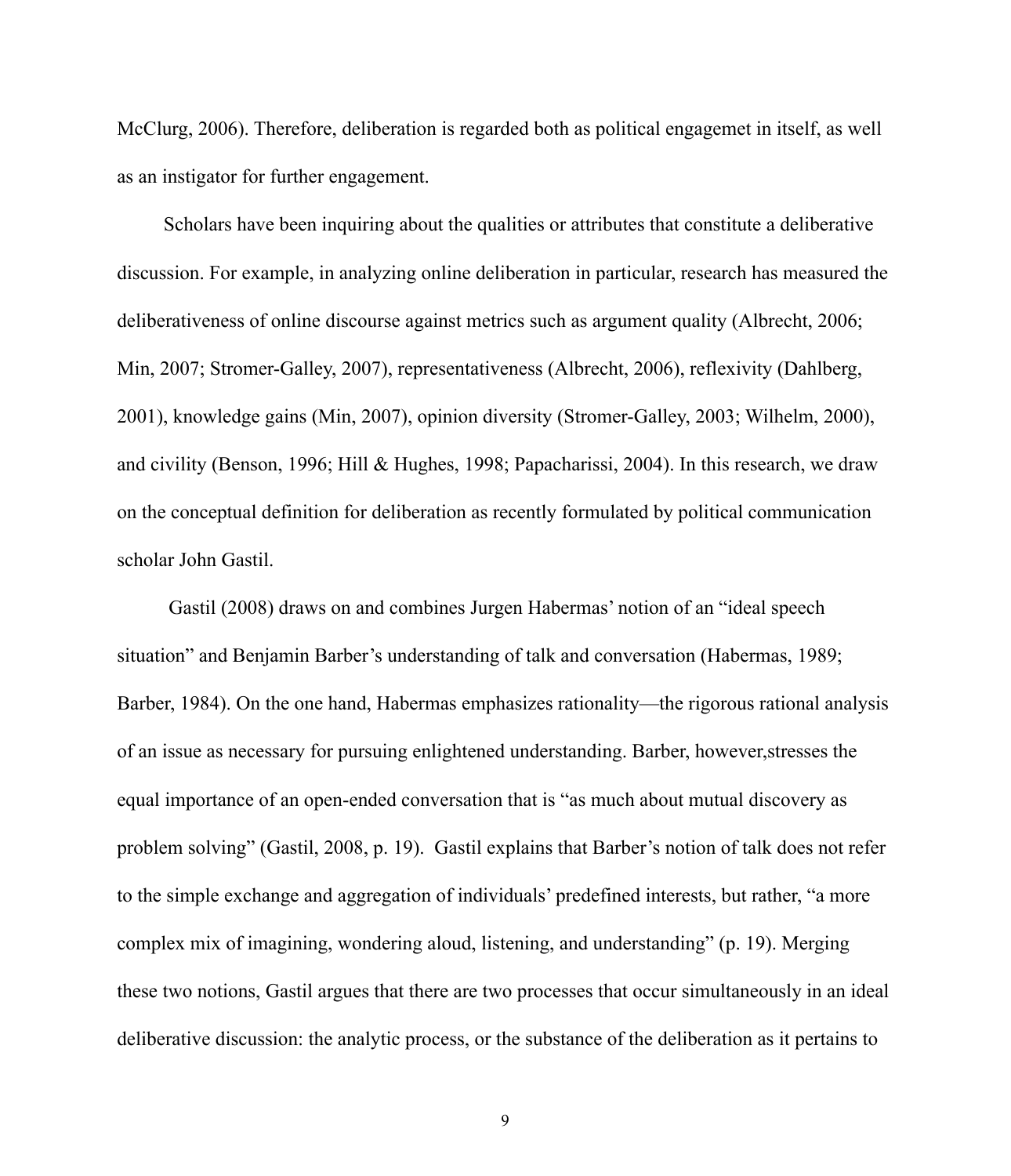McClurg, 2006). Therefore, deliberation is regarded both as political engagemet in itself, as well as an instigator for further engagement.

Scholars have been inquiring about the qualities or attributes that constitute a deliberative discussion. For example, in analyzing online deliberation in particular, research has measured the deliberativeness of online discourse against metrics such as argument quality (Albrecht, 2006; Min, 2007; Stromer-Galley, 2007), representativeness (Albrecht, 2006), reflexivity (Dahlberg, 2001), knowledge gains (Min, 2007), opinion diversity (Stromer-Galley, 2003; Wilhelm, 2000), and civility (Benson, 1996; Hill & Hughes, 1998; Papacharissi, 2004). In this research, we draw on the conceptual definition for deliberation as recently formulated by political communication scholar John Gastil.

Gastil (2008) draws on and combines Jurgen Habermas' notion of an "ideal speech situation" and Benjamin Barber's understanding of talk and conversation (Habermas, 1989; Barber, 1984). On the one hand, Habermas emphasizes rationality—the rigorous rational analysis of an issue as necessary for pursuing enlightened understanding. Barber, however,stresses the equal importance of an open-ended conversation that is "as much about mutual discovery as problem solving" (Gastil, 2008, p. 19). Gastil explains that Barber's notion of talk does not refer to the simple exchange and aggregation of individuals' predefined interests, but rather, "a more complex mix of imagining, wondering aloud, listening, and understanding" (p. 19). Merging these two notions, Gastil argues that there are two processes that occur simultaneously in an ideal deliberative discussion: the analytic process, or the substance of the deliberation as it pertains to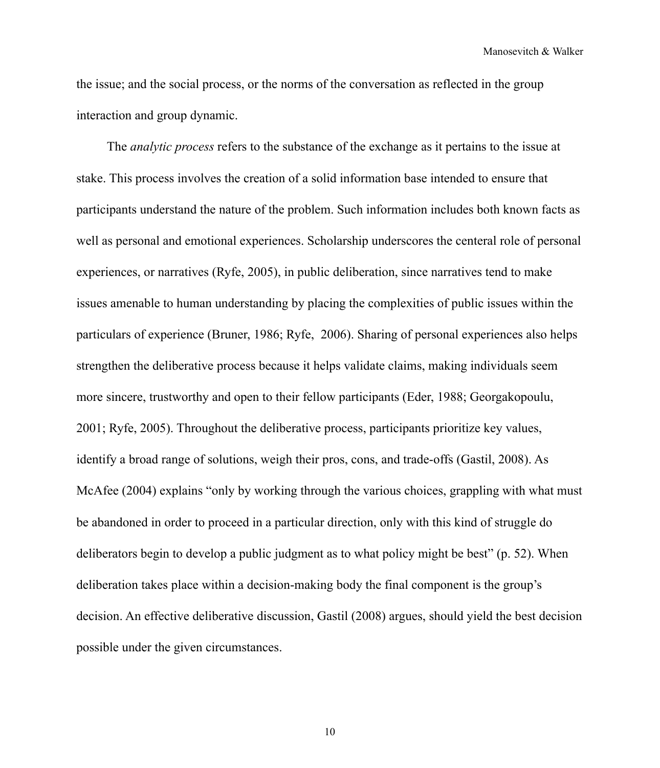the issue; and the social process, or the norms of the conversation as reflected in the group interaction and group dynamic.

The *analytic process* refers to the substance of the exchange as it pertains to the issue at stake. This process involves the creation of a solid information base intended to ensure that participants understand the nature of the problem. Such information includes both known facts as well as personal and emotional experiences. Scholarship underscores the centeral role of personal experiences, or narratives (Ryfe, 2005), in public deliberation, since narratives tend to make issues amenable to human understanding by placing the complexities of public issues within the particulars of experience (Bruner, 1986; Ryfe, 2006). Sharing of personal experiences also helps strengthen the deliberative process because it helps validate claims, making individuals seem more sincere, trustworthy and open to their fellow participants (Eder, 1988; Georgakopoulu, 2001; Ryfe, 2005). Throughout the deliberative process, participants prioritize key values, identify a broad range of solutions, weigh their pros, cons, and trade-offs (Gastil, 2008). As McAfee (2004) explains "only by working through the various choices, grappling with what must be abandoned in order to proceed in a particular direction, only with this kind of struggle do deliberators begin to develop a public judgment as to what policy might be best" (p. 52). When deliberation takes place within a decision-making body the final component is the group's decision. An effective deliberative discussion, Gastil (2008) argues, should yield the best decision possible under the given circumstances.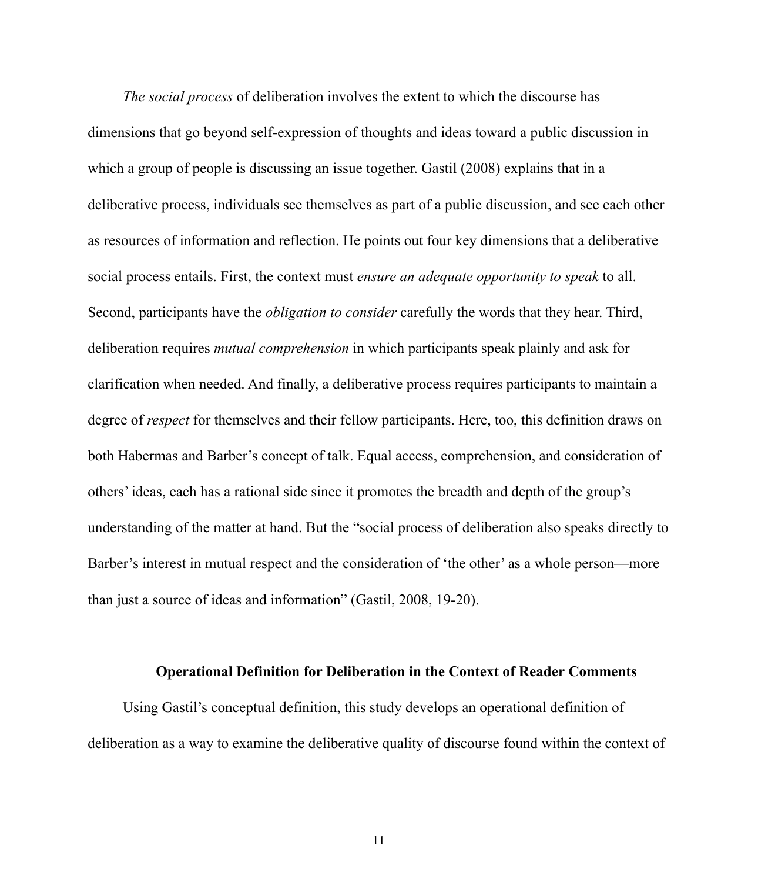*The social process* of deliberation involves the extent to which the discourse has dimensions that go beyond self-expression of thoughts and ideas toward a public discussion in which a group of people is discussing an issue together. Gastil (2008) explains that in a deliberative process, individuals see themselves as part of a public discussion, and see each other as resources of information and reflection. He points out four key dimensions that a deliberative social process entails. First, the context must *ensure an adequate opportunity to speak* to all. Second, participants have the *obligation to consider* carefully the words that they hear. Third, deliberation requires *mutual comprehension* in which participants speak plainly and ask for clarification when needed. And finally, a deliberative process requires participants to maintain a degree of *respect* for themselves and their fellow participants. Here, too, this definition draws on both Habermas and Barber's concept of talk. Equal access, comprehension, and consideration of others' ideas, each has a rational side since it promotes the breadth and depth of the group's understanding of the matter at hand. But the "social process of deliberation also speaks directly to Barber's interest in mutual respect and the consideration of 'the other' as a whole person—more than just a source of ideas and information" (Gastil, 2008, 19-20).

## Operational Definition for Deliberation in the Context of Reader Comments

Using Gastil's conceptual definition, this study develops an operational definition of deliberation as a way to examine the deliberative quality of discourse found within the context of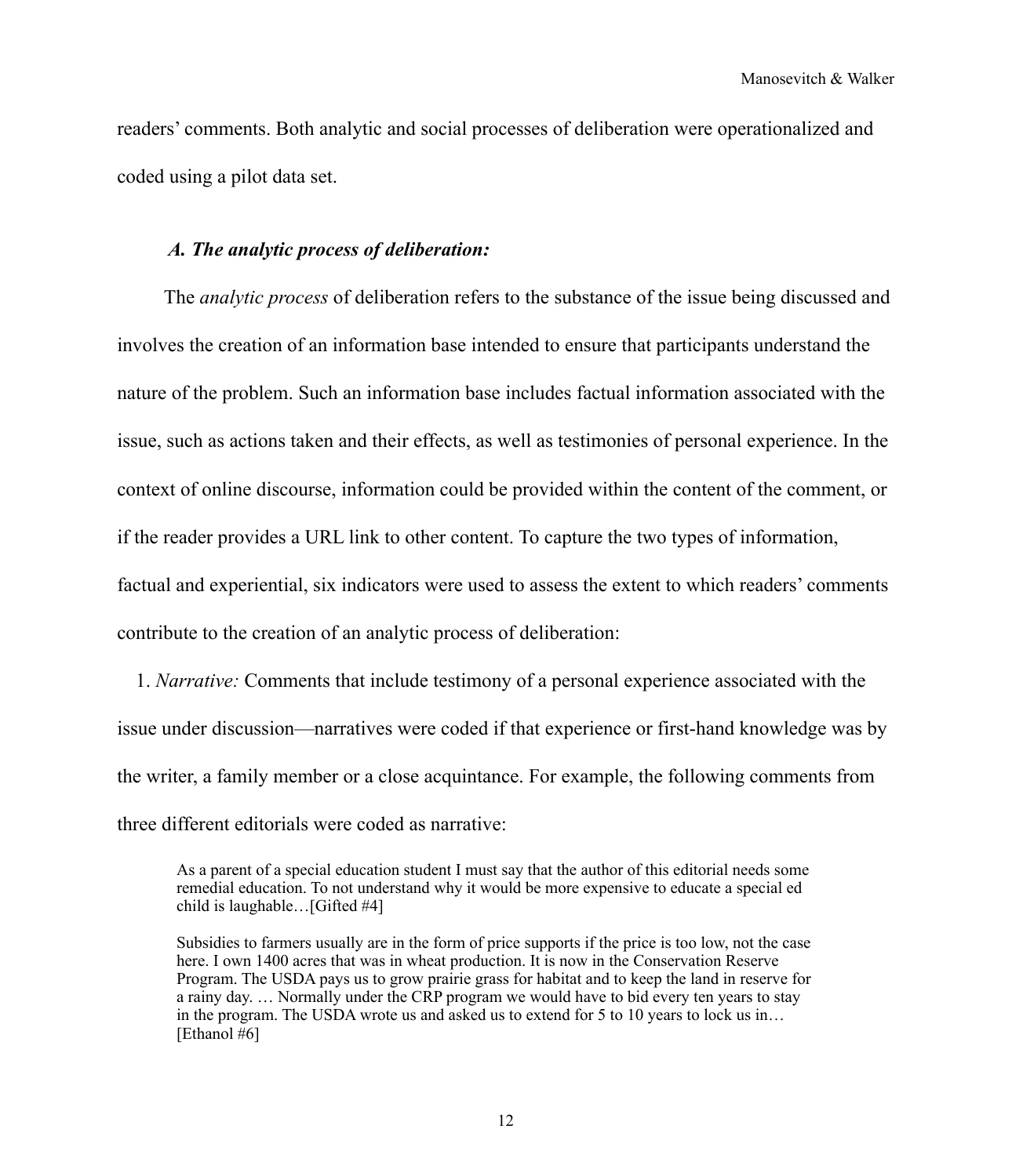readers' comments. Both analytic and social processes of deliberation were operationalized and coded using a pilot data set.

### *A. The analytic process of deliberation:*

The *analytic process* of deliberation refers to the substance of the issue being discussed and involves the creation of an information base intended to ensure that participants understand the nature of the problem. Such an information base includes factual information associated with the issue, such as actions taken and their effects, as well as testimonies of personal experience. In the context of online discourse, information could be provided within the content of the comment, or if the reader provides a URL link to other content. To capture the two types of information, factual and experiential, six indicators were used to assess the extent to which readers' comments contribute to the creation of an analytic process of deliberation:

1. *Narrative:* Comments that include testimony of a personal experience associated with the issue under discussion—narratives were coded if that experience or first-hand knowledge was by the writer, a family member or a close acquintance. For example, the following comments from three different editorials were coded as narrative:

> As a parent of a special education student I must say that the author of this editorial needs some remedial education. To not understand why it would be more expensive to educate a special ed child is laughable…[Gifted #4]

> Subsidies to farmers usually are in the form of price supports if the price is too low, not the case here. I own 1400 acres that was in wheat production. It is now in the Conservation Reserve Program. The USDA pays us to grow prairie grass for habitat and to keep the land in reserve for a rainy day. … Normally under the CRP program we would have to bid every ten years to stay in the program. The USDA wrote us and asked us to extend for 5 to 10 years to lock us in… [Ethanol #6]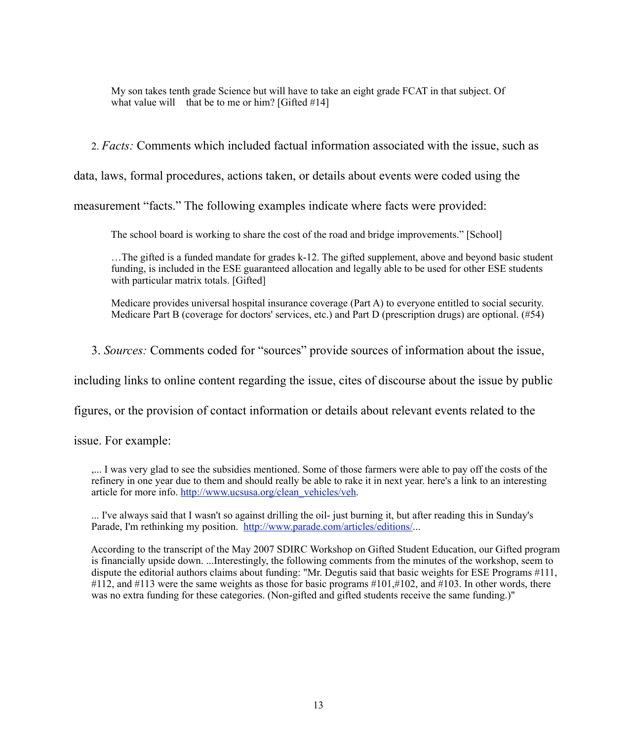> My son takes tenth grade Science but will have to take an eight grade FCAT in that subject. Of what value will that be to me or him? [Gifted #14]

2. *Facts:* Comments which included factual information associated with the issue, such as data, laws, formal procedures, actions taken, or details about events were coded using the measurement "facts." The following examples indicate where facts were provided:

> The school board is working to share the cost of the road and bridge improvements." [School]

> …The gifted is a funded mandate for grades k-12. The gifted supplement, above and beyond basic student funding, is included in the ESE guaranteed allocation and legally able to be used for other ESE students with particular matrix totals. [Gifted]

> Medicare provides universal hospital insurance coverage (Part A) to everyone entitled to social security. Medicare Part B (coverage for doctors' services, etc.) and Part D (prescription drugs) are optional. (#54)

3. *Sources:* Comments coded for "sources" provide sources of information about the issue, including links to online content regarding the issue, cites of discourse about the issue by public figures, or the provision of contact information or details about relevant events related to the issue. For example:

> ,... I was very glad to see the subsidies mentioned. Some of those farmers were able to pay off the costs of the refinery in one year due to them and should really be able to rake it in next year. here's a link to an interesting article for more info. [http://www.ucsusa.org/clean_vehicles/veh](http://www.ucsusa.org/clean_vehicles/veh).

> ... I've always said that I wasn't so against drilling the oil- just burning it, but after reading this in Sunday's Parade, I'm rethinking my position. [http://www.parade.com/articles/editions/](http://www.parade.com/articles/editions/)...

> According to the transcript of the May 2007 SDIRC Workshop on Gifted Student Education, our Gifted program is financially upside down. ...Interestingly, the following comments from the minutes of the workshop, seem to dispute the editorial authors claims about funding: "Mr. Degutis said that basic weights for ESE Programs #111, #112, and #113 were the same weights as those for basic programs #101,#102, and #103. In other words, there was no extra funding for these categories. (Non-gifted and gifted students receive the same funding.)"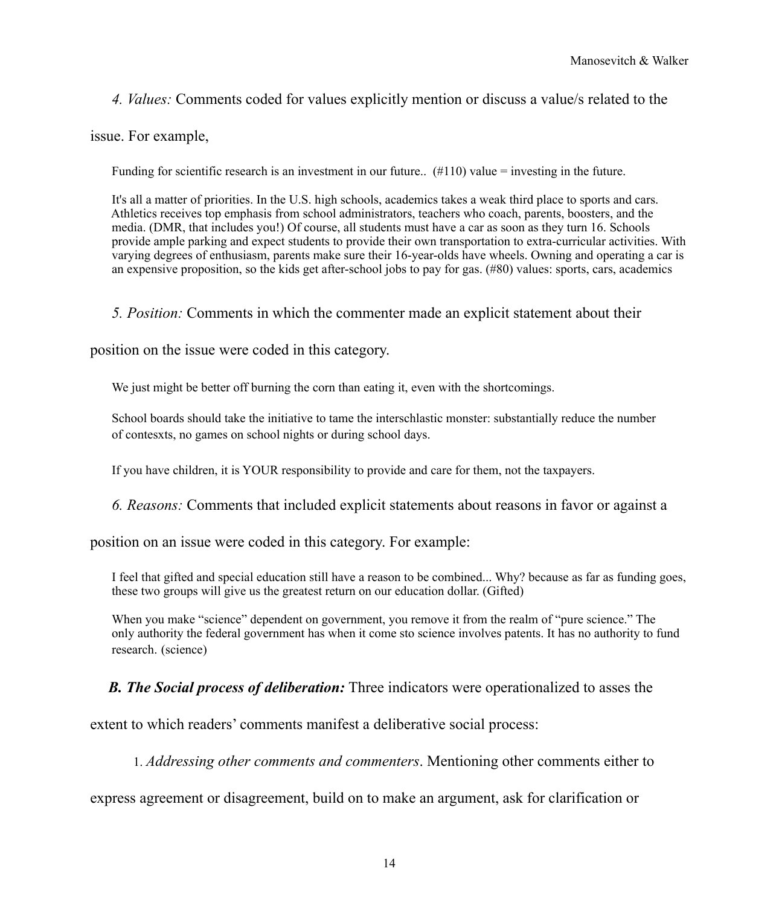*4. Values:* Comments coded for values explicitly mention or discuss a value/s related to the issue. For example,

> Funding for scientific research is an investment in our future.. (#110) value = investing in the future.
>
> It's all a matter of priorities. In the U.S. high schools, academics takes a weak third place to sports and cars. Athletics receives top emphasis from school administrators, teachers who coach, parents, boosters, and the media. (DMR, that includes you!) Of course, all students must have a car as soon as they turn 16. Schools provide ample parking and expect students to provide their own transportation to extra-curricular activities. With varying degrees of enthusiasm, parents make sure their 16-year-olds have wheels. Owning and operating a car is an expensive proposition, so the kids get after-school jobs to pay for gas. (#80) values: sports, cars, academics

*5. Position:* Comments in which the commenter made an explicit statement about their position on the issue were coded in this category.

> We just might be better off burning the corn than eating it, even with the shortcomings.
>
> School boards should take the initiative to tame the interschlastic monster: substantially reduce the number of contesxts, no games on school nights or during school days.
>
> If you have children, it is YOUR responsibility to provide and care for them, not the taxpayers.

*6. Reasons:* Comments that included explicit statements about reasons in favor or against a position on an issue were coded in this category. For example:

> I feel that gifted and special education still have a reason to be combined... Why? because as far as funding goes, these two groups will give us the greatest return on our education dollar. (Gifted)
>
> When you make "science" dependent on government, you remove it from the realm of "pure science." The only authority the federal government has when it come sto science involves patents. It has no authority to fund research. (science)

***B. The Social process of deliberation:*** Three indicators were operationalized to asses the extent to which readers' comments manifest a deliberative social process:

1. *Addressing other comments and commenters*. Mentioning other comments either to express agreement or disagreement, build on to make an argument, ask for clarification or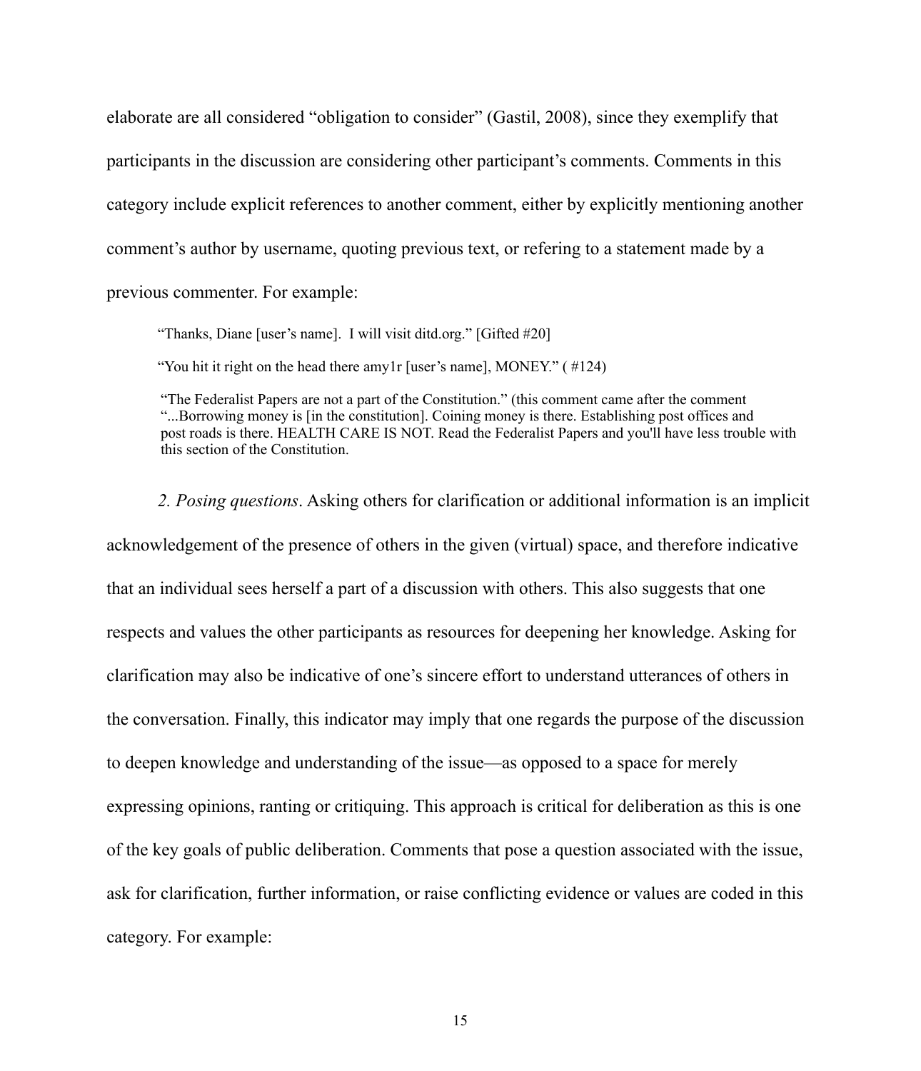elaborate are all considered “obligation to consider” (Gastil, 2008), since they exemplify that participants in the discussion are considering other participant’s comments. Comments in this category include explicit references to another comment, either by explicitly mentioning another comment’s author by username, quoting previous text, or refering to a statement made by a previous commenter. For example:

> “Thanks, Diane [user’s name]. I will visit ditd.org.” [Gifted #20]
>
> “You hit it right on the head there amy1r [user’s name], MONEY.” ( #124)
>
> “The Federalist Papers are not a part of the Constitution.” (this comment came after the comment “...Borrowing money is [in the constitution]. Coining money is there. Establishing post offices and post roads is there. HEALTH CARE IS NOT. Read the Federalist Papers and you'll have less trouble with this section of the Constitution.

*2. Posing questions*. Asking others for clarification or additional information is an implicit acknowledgement of the presence of others in the given (virtual) space, and therefore indicative that an individual sees herself a part of a discussion with others. This also suggests that one respects and values the other participants as resources for deepening her knowledge. Asking for clarification may also be indicative of one’s sincere effort to understand utterances of others in the conversation. Finally, this indicator may imply that one regards the purpose of the discussion to deepen knowledge and understanding of the issue—as opposed to a space for merely expressing opinions, ranting or critiquing. This approach is critical for deliberation as this is one of the key goals of public deliberation. Comments that pose a question associated with the issue, ask for clarification, further information, or raise conflicting evidence or values are coded in this category. For example: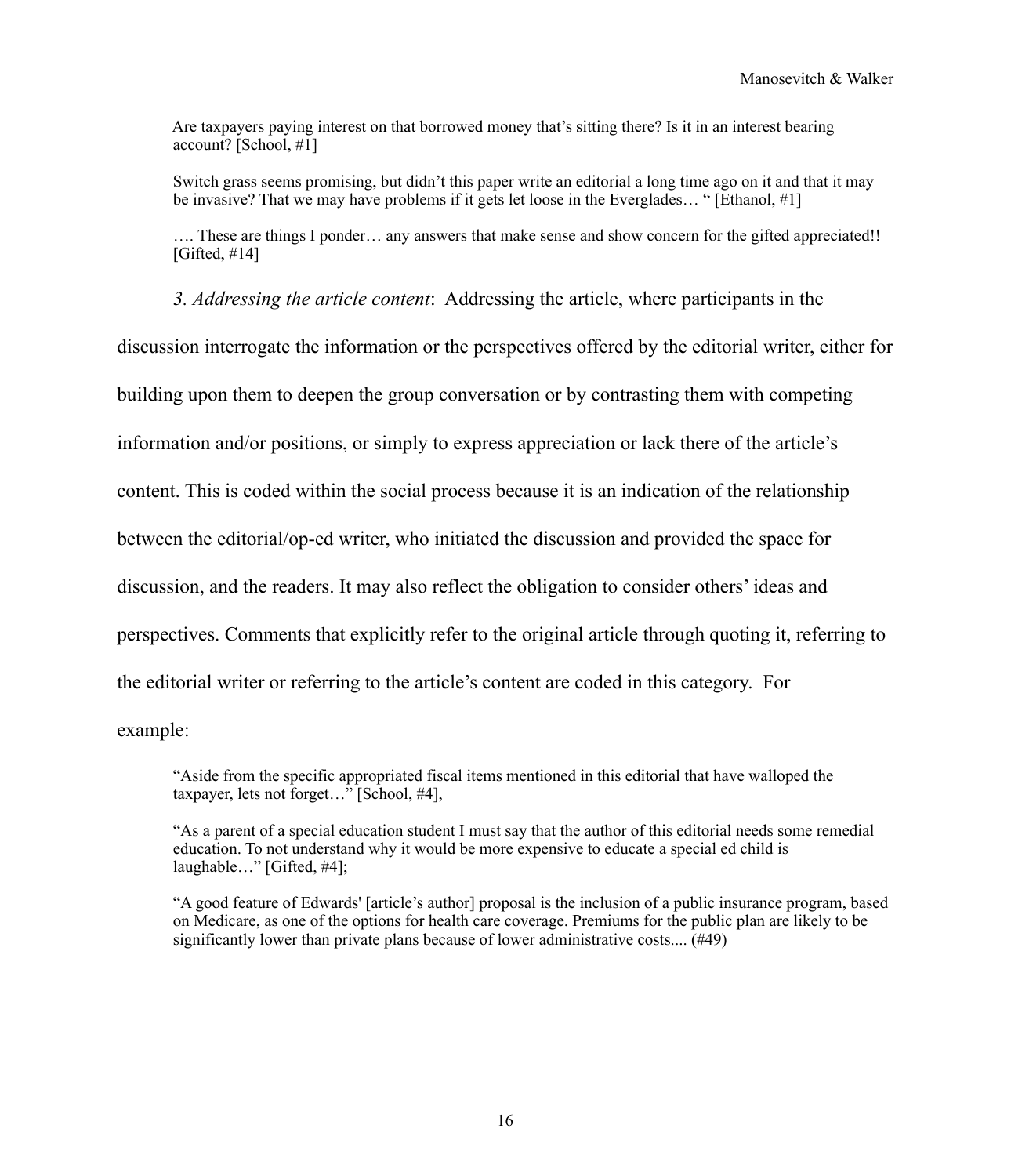> Are taxpayers paying interest on that borrowed money that's sitting there? Is it in an interest bearing account? [School, #1]

> Switch grass seems promising, but didn't this paper write an editorial a long time ago on it and that it may be invasive? That we may have problems if it gets let loose in the Everglades… " [Ethanol, #1]

> …. These are things I ponder… any answers that make sense and show concern for the gifted appreciated!! [Gifted, #14]

*3. Addressing the article content*: Addressing the article, where participants in the discussion interrogate the information or the perspectives offered by the editorial writer, either for building upon them to deepen the group conversation or by contrasting them with competing information and/or positions, or simply to express appreciation or lack there of the article's content. This is coded within the social process because it is an indication of the relationship between the editorial/op-ed writer, who initiated the discussion and provided the space for discussion, and the readers. It may also reflect the obligation to consider others' ideas and perspectives. Comments that explicitly refer to the original article through quoting it, referring to the editorial writer or referring to the article's content are coded in this category. For example:

> "Aside from the specific appropriated fiscal items mentioned in this editorial that have walloped the taxpayer, lets not forget…" [School, #4],

> "As a parent of a special education student I must say that the author of this editorial needs some remedial education. To not understand why it would be more expensive to educate a special ed child is laughable…" [Gifted, #4];

> "A good feature of Edwards' [article's author] proposal is the inclusion of a public insurance program, based on Medicare, as one of the options for health care coverage. Premiums for the public plan are likely to be significantly lower than private plans because of lower administrative costs.... (#49)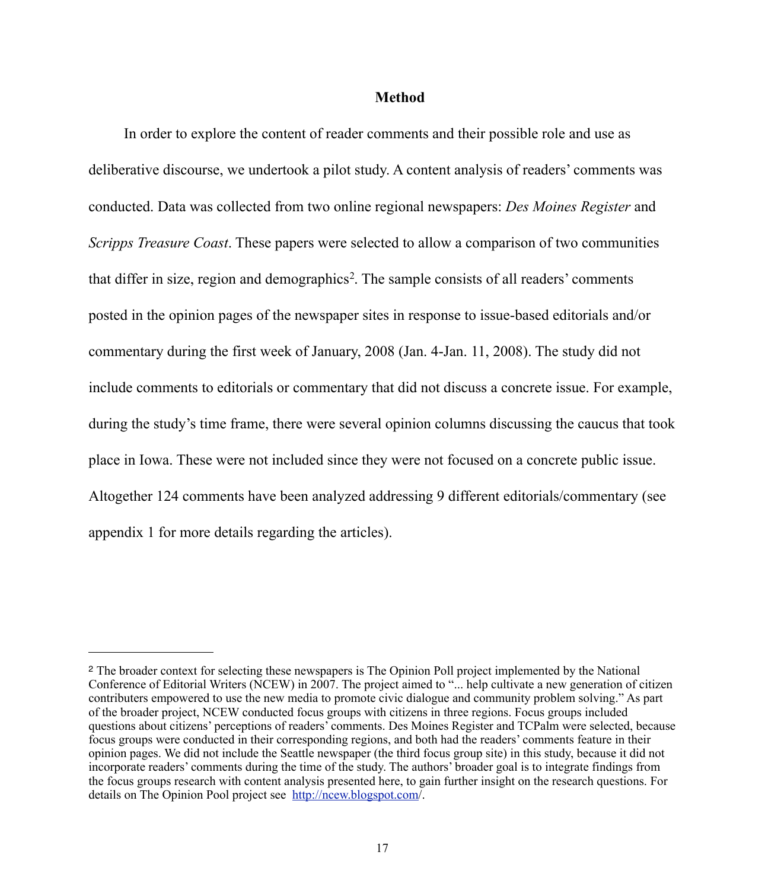## Method

In order to explore the content of reader comments and their possible role and use as deliberative discourse, we undertook a pilot study. A content analysis of readers' comments was conducted. Data was collected from two online regional newspapers: *Des Moines Register* and *Scripps Treasure Coast*. These papers were selected to allow a comparison of two communities that differ in size, region and demographics[2]. The sample consists of all readers' comments posted in the opinion pages of the newspaper sites in response to issue-based editorials and/or commentary during the first week of January, 2008 (Jan. 4-Jan. 11, 2008). The study did not include comments to editorials or commentary that did not discuss a concrete issue. For example, during the study's time frame, there were several opinion columns discussing the caucus that took place in Iowa. These were not included since they were not focused on a concrete public issue. Altogether 124 comments have been analyzed addressing 9 different editorials/commentary (see appendix 1 for more details regarding the articles).

---

[2] The broader context for selecting these newspapers is The Opinion Poll project implemented by the National Conference of Editorial Writers (NCEW) in 2007. The project aimed to "... help cultivate a new generation of citizen contributers empowered to use the new media to promote civic dialogue and community problem solving." As part of the broader project, NCEW conducted focus groups with citizens in three regions. Focus groups included questions about citizens' perceptions of readers' comments. Des Moines Register and TCPalm were selected, because focus groups were conducted in their corresponding regions, and both had the readers' comments feature in their opinion pages. We did not include the Seattle newspaper (the third focus group site) in this study, because it did not incorporate readers' comments during the time of the study. The authors' broader goal is to integrate findings from the focus groups research with content analysis presented here, to gain further insight on the research questions. For details on The Opinion Pool project see http://ncew.blogspot.com/.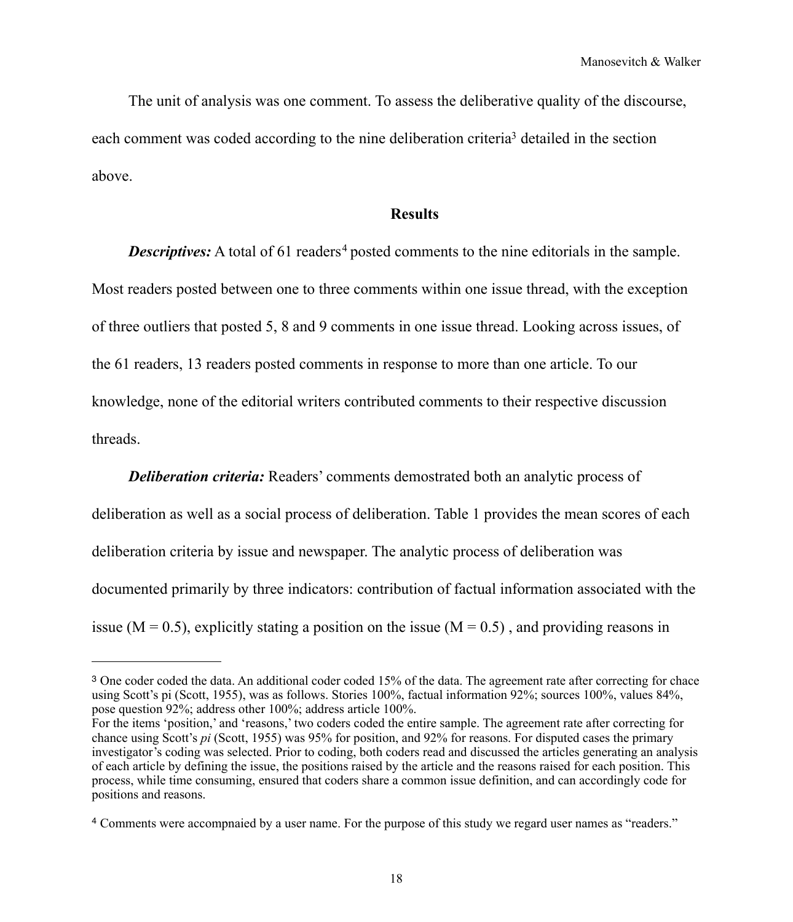The unit of analysis was one comment. To assess the deliberative quality of the discourse, each comment was coded according to the nine deliberation criteria[3] detailed in the section above.

## Results

***Descriptives:*** A total of 61 readers[4] posted comments to the nine editorials in the sample. Most readers posted between one to three comments within one issue thread, with the exception of three outliers that posted 5, 8 and 9 comments in one issue thread. Looking across issues, of the 61 readers, 13 readers posted comments in response to more than one article. To our knowledge, none of the editorial writers contributed comments to their respective discussion threads.

***Deliberation criteria:*** Readers' comments demostrated both an analytic process of deliberation as well as a social process of deliberation. Table 1 provides the mean scores of each deliberation criteria by issue and newspaper. The analytic process of deliberation was documented primarily by three indicators: contribution of factual information associated with the issue (M = 0.5), explicitly stating a position on the issue (M = 0.5) , and providing reasons in

---

[3] One coder coded the data. An additional coder coded 15% of the data. The agreement rate after correcting for chace using Scott's pi (Scott, 1955), was as follows. Stories 100%, factual information 92%; sources 100%, values 84%, pose question 92%; address other 100%; address article 100%.
For the items 'position,' and 'reasons,' two coders coded the entire sample. The agreement rate after correcting for chance using Scott's *pi* (Scott, 1955) was 95% for position, and 92% for reasons. For disputed cases the primary investigator's coding was selected. Prior to coding, both coders read and discussed the articles generating an analysis of each article by defining the issue, the positions raised by the article and the reasons raised for each position. This process, while time consuming, ensured that coders share a common issue definition, and can accordingly code for positions and reasons.

[4] Comments were accompnaied by a user name. For the purpose of this study we regard user names as "readers."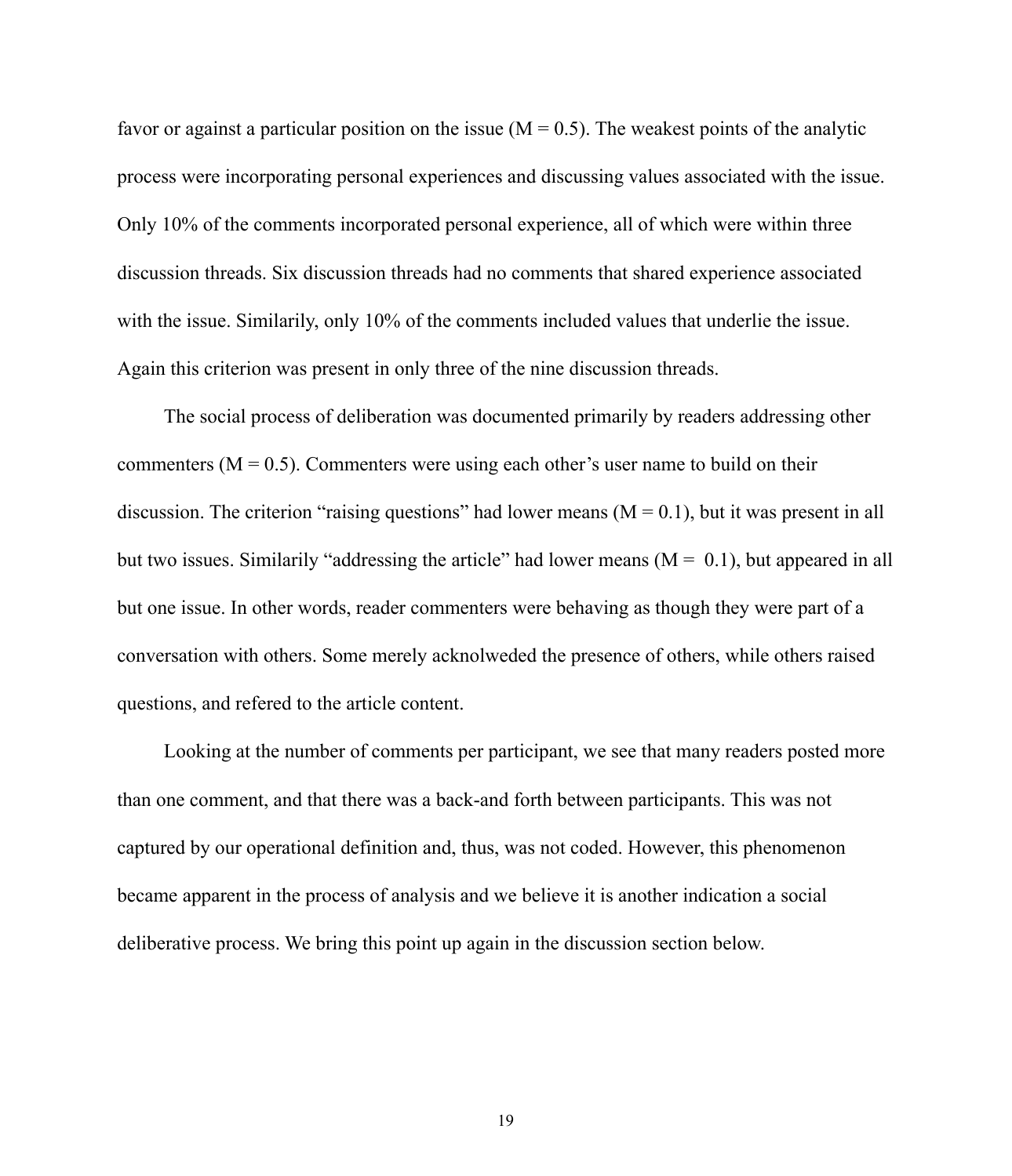favor or against a particular position on the issue (M = 0.5). The weakest points of the analytic process were incorporating personal experiences and discussing values associated with the issue. Only 10% of the comments incorporated personal experience, all of which were within three discussion threads. Six discussion threads had no comments that shared experience associated with the issue. Similarily, only 10% of the comments included values that underlie the issue. Again this criterion was present in only three of the nine discussion threads.

The social process of deliberation was documented primarily by readers addressing other commenters (M = 0.5). Commenters were using each other's user name to build on their discussion. The criterion "raising questions" had lower means (M = 0.1), but it was present in all but two issues. Similarily "addressing the article" had lower means (M = 0.1), but appeared in all but one issue. In other words, reader commenters were behaving as though they were part of a conversation with others. Some merely acknolweded the presence of others, while others raised questions, and refered to the article content.

Looking at the number of comments per participant, we see that many readers posted more than one comment, and that there was a back-and forth between participants. This was not captured by our operational definition and, thus, was not coded. However, this phenomenon became apparent in the process of analysis and we believe it is another indication a social deliberative process. We bring this point up again in the discussion section below.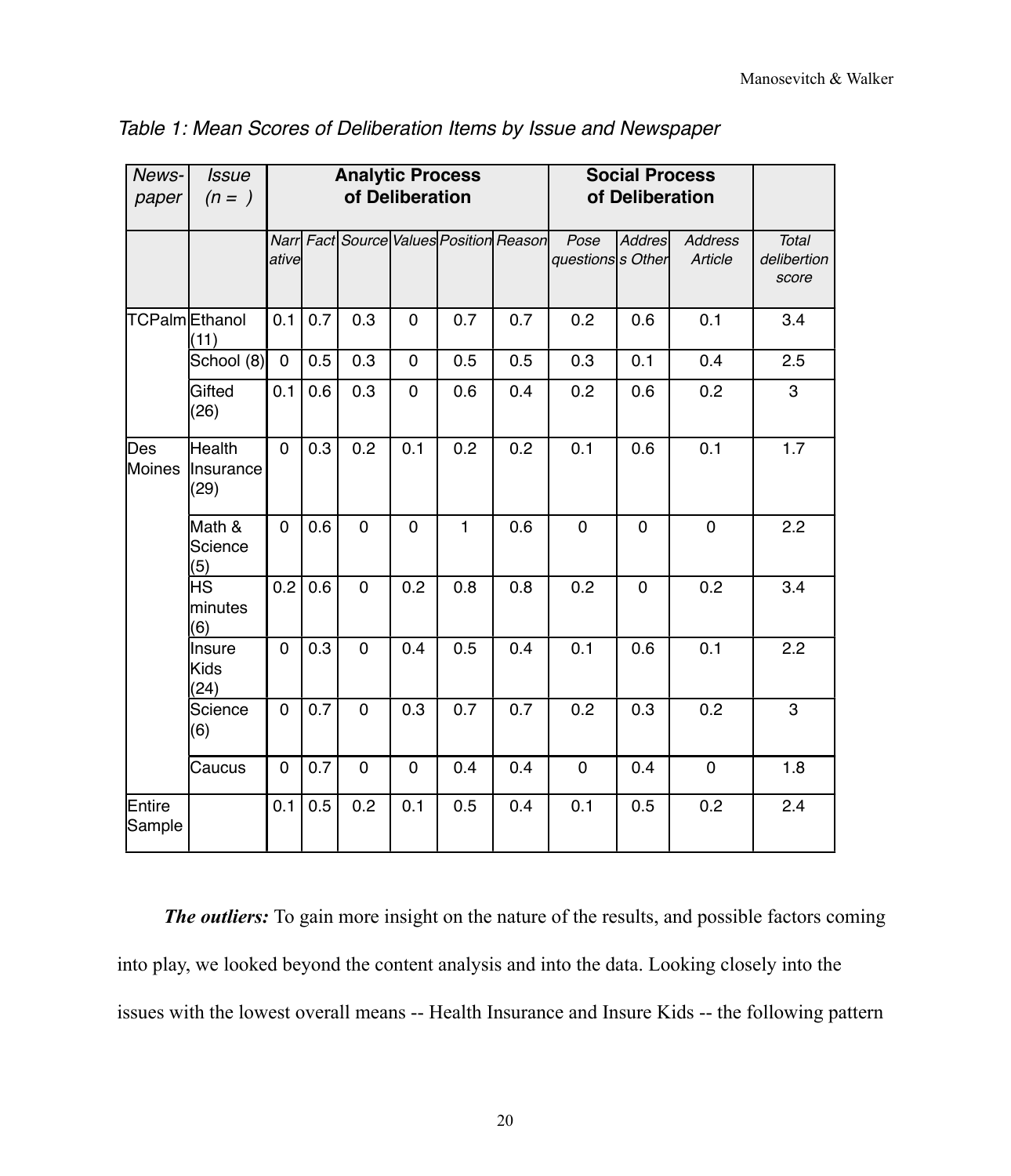*Table 1: Mean Scores of Deliberation Items by Issue and Newspaper*

| *News-paper* | *Issue (n = )* | **Analytic Process of Deliberation** | | | | | | **Social Process of Deliberation** | | | |
|---|---|---|---|---|---|---|---|---|---|---|---|
| | | *Narrative* | *Fact* | *Source* | *Values* | *Position* | *Reason* | *Pose questions* | *Address Other* | *Address Article* | *Total delibertion score* |
| TCPalm | Ethanol (11) | 0.1 | 0.7 | 0.3 | 0 | 0.7 | 0.7 | 0.2 | 0.6 | 0.1 | 3.4 |
| | School (8) | 0 | 0.5 | 0.3 | 0 | 0.5 | 0.5 | 0.3 | 0.1 | 0.4 | 2.5 |
| | Gifted (26) | 0.1 | 0.6 | 0.3 | 0 | 0.6 | 0.4 | 0.2 | 0.6 | 0.2 | 3 |
| Des Moines | Health Insurance (29) | 0 | 0.3 | 0.2 | 0.1 | 0.2 | 0.2 | 0.1 | 0.6 | 0.1 | 1.7 |
| | Math & Science (5) | 0 | 0.6 | 0 | 0 | 1 | 0.6 | 0 | 0 | 0 | 2.2 |
| | HS minutes (6) | 0.2 | 0.6 | 0 | 0.2 | 0.8 | 0.8 | 0.2 | 0 | 0.2 | 3.4 |
| | Insure Kids (24) | 0 | 0.3 | 0 | 0.4 | 0.5 | 0.4 | 0.1 | 0.6 | 0.1 | 2.2 |
| | Science (6) | 0 | 0.7 | 0 | 0.3 | 0.7 | 0.7 | 0.2 | 0.3 | 0.2 | 3 |
| | Caucus | 0 | 0.7 | 0 | 0 | 0.4 | 0.4 | 0 | 0.4 | 0 | 1.8 |
| Entire Sample | | 0.1 | 0.5 | 0.2 | 0.1 | 0.5 | 0.4 | 0.1 | 0.5 | 0.2 | 2.4 |

***The outliers:*** To gain more insight on the nature of the results, and possible factors coming into play, we looked beyond the content analysis and into the data. Looking closely into the issues with the lowest overall means -- Health Insurance and Insure Kids -- the following pattern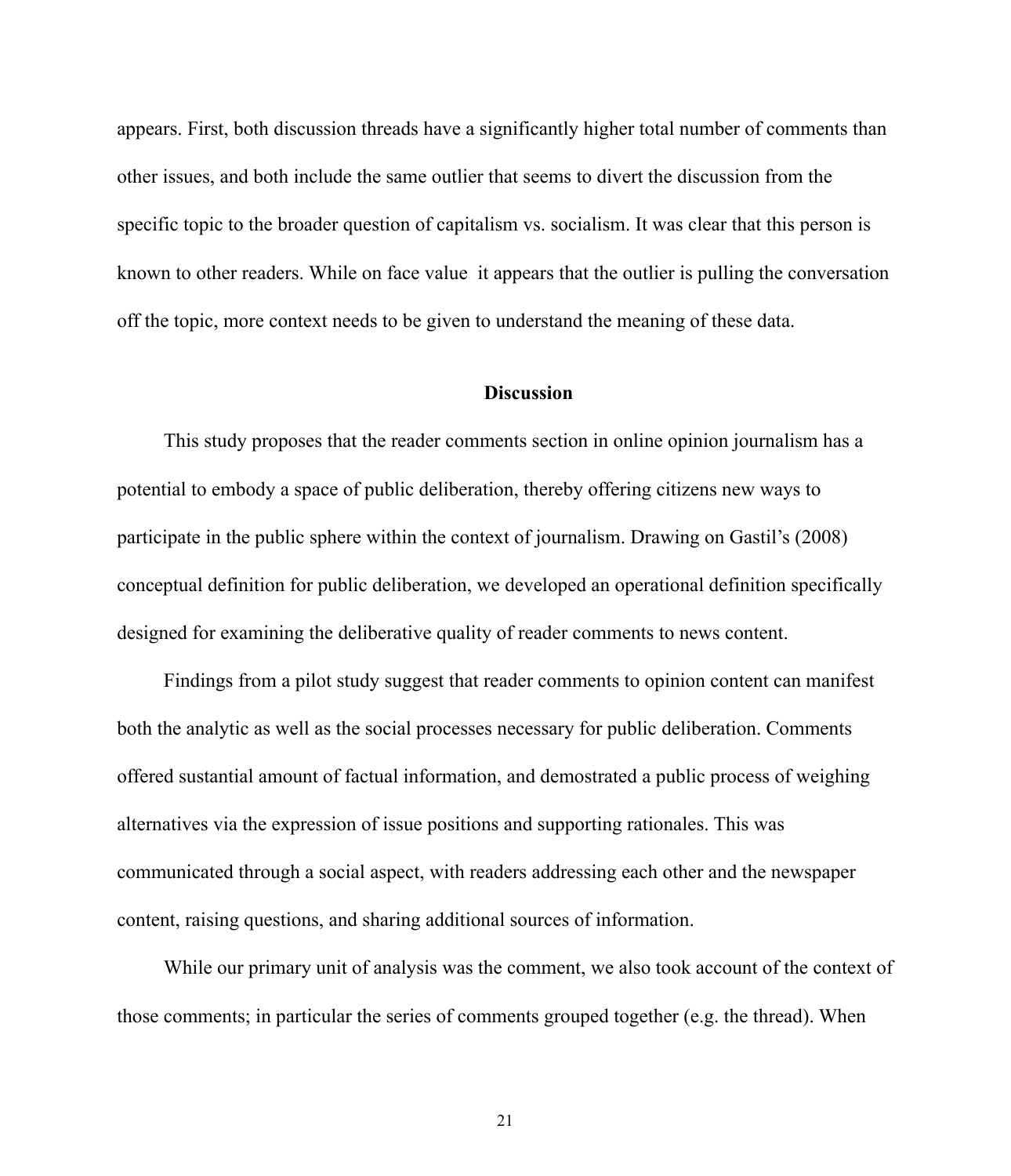appears. First, both discussion threads have a significantly higher total number of comments than other issues, and both include the same outlier that seems to divert the discussion from the specific topic to the broader question of capitalism vs. socialism. It was clear that this person is known to other readers. While on face value  it appears that the outlier is pulling the conversation off the topic, more context needs to be given to understand the meaning of these data.

## Discussion

This study proposes that the reader comments section in online opinion journalism has a potential to embody a space of public deliberation, thereby offering citizens new ways to participate in the public sphere within the context of journalism. Drawing on Gastil's (2008) conceptual definition for public deliberation, we developed an operational definition specifically designed for examining the deliberative quality of reader comments to news content.

Findings from a pilot study suggest that reader comments to opinion content can manifest both the analytic as well as the social processes necessary for public deliberation. Comments offered sustantial amount of factual information, and demostrated a public process of weighing alternatives via the expression of issue positions and supporting rationales. This was communicated through a social aspect, with readers addressing each other and the newspaper content, raising questions, and sharing additional sources of information.

While our primary unit of analysis was the comment, we also took account of the context of those comments; in particular the series of comments grouped together (e.g. the thread). When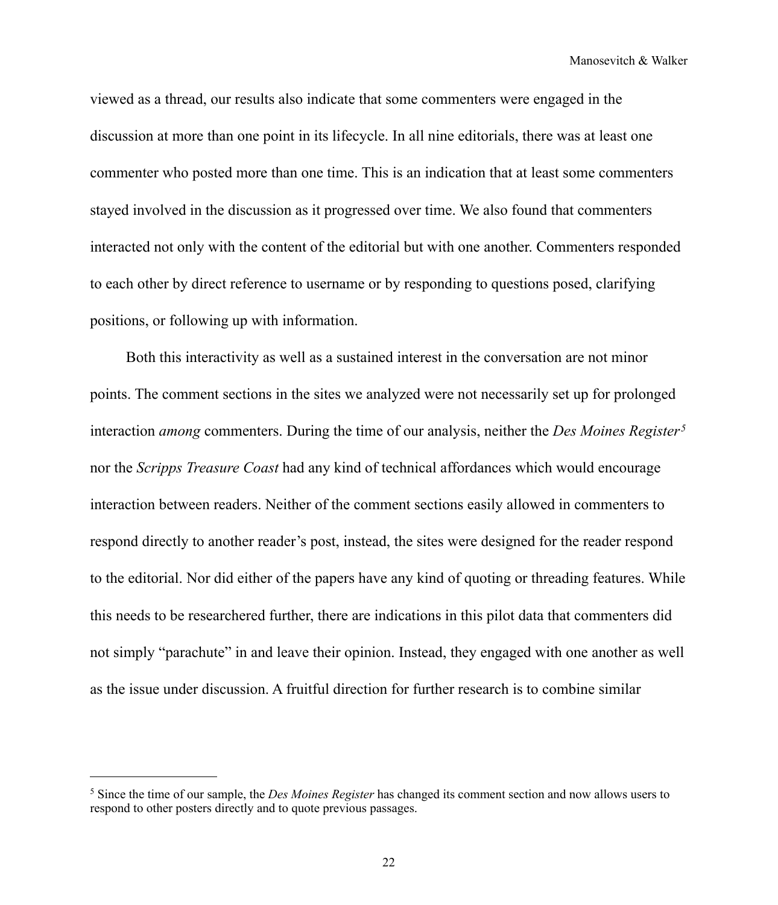viewed as a thread, our results also indicate that some commenters were engaged in the discussion at more than one point in its lifecycle. In all nine editorials, there was at least one commenter who posted more than one time. This is an indication that at least some commenters stayed involved in the discussion as it progressed over time. We also found that commenters interacted not only with the content of the editorial but with one another. Commenters responded to each other by direct reference to username or by responding to questions posed, clarifying positions, or following up with information.

Both this interactivity as well as a sustained interest in the conversation are not minor points. The comment sections in the sites we analyzed were not necessarily set up for prolonged interaction *among* commenters. During the time of our analysis, neither the *Des Moines Register*[5] nor the *Scripps Treasure Coast* had any kind of technical affordances which would encourage interaction between readers. Neither of the comment sections easily allowed in commenters to respond directly to another reader's post, instead, the sites were designed for the reader respond to the editorial. Nor did either of the papers have any kind of quoting or threading features. While this needs to be researchered further, there are indications in this pilot data that commenters did not simply "parachute" in and leave their opinion. Instead, they engaged with one another as well as the issue under discussion. A fruitful direction for further research is to combine similar

---

[5] Since the time of our sample, the *Des Moines Register* has changed its comment section and now allows users to respond to other posters directly and to quote previous passages.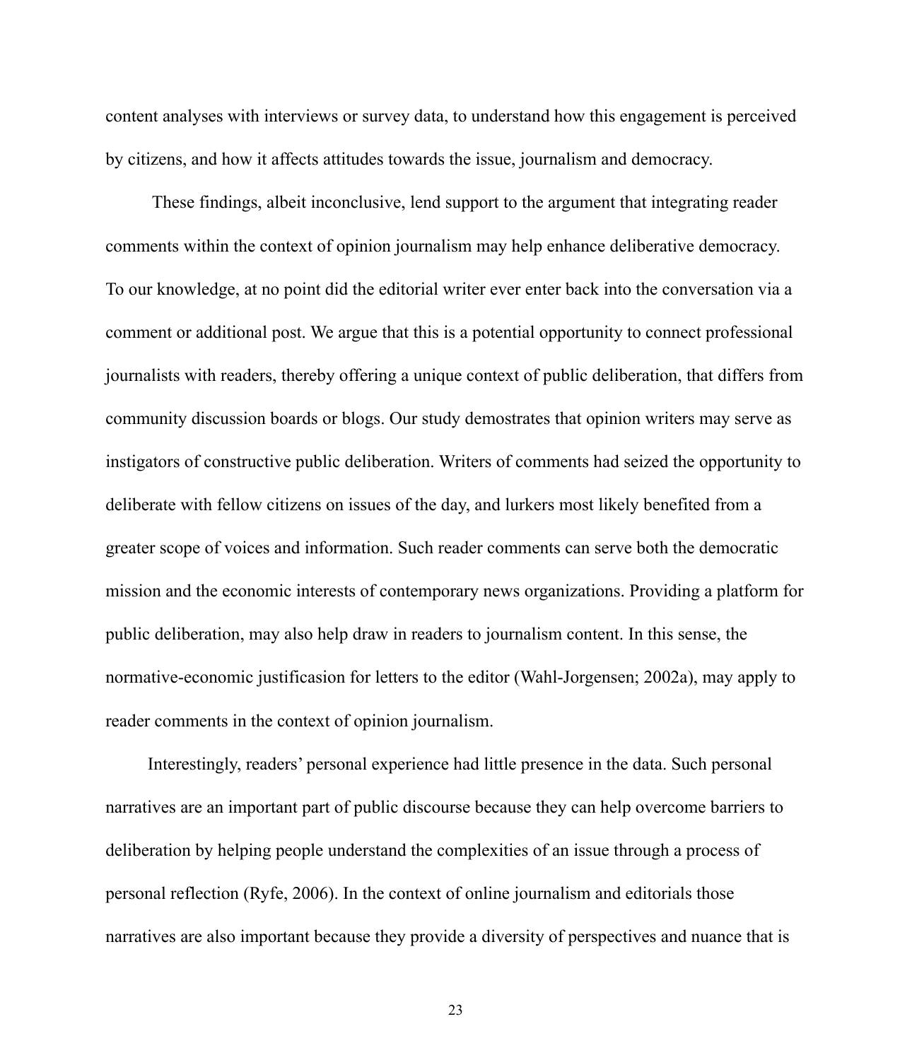content analyses with interviews or survey data, to understand how this engagement is perceived by citizens, and how it affects attitudes towards the issue, journalism and democracy.

These findings, albeit inconclusive, lend support to the argument that integrating reader comments within the context of opinion journalism may help enhance deliberative democracy. To our knowledge, at no point did the editorial writer ever enter back into the conversation via a comment or additional post. We argue that this is a potential opportunity to connect professional journalists with readers, thereby offering a unique context of public deliberation, that differs from community discussion boards or blogs. Our study demostrates that opinion writers may serve as instigators of constructive public deliberation. Writers of comments had seized the opportunity to deliberate with fellow citizens on issues of the day, and lurkers most likely benefited from a greater scope of voices and information. Such reader comments can serve both the democratic mission and the economic interests of contemporary news organizations. Providing a platform for public deliberation, may also help draw in readers to journalism content. In this sense, the normative-economic justificasion for letters to the editor (Wahl-Jorgensen; 2002a), may apply to reader comments in the context of opinion journalism.

Interestingly, readers' personal experience had little presence in the data. Such personal narratives are an important part of public discourse because they can help overcome barriers to deliberation by helping people understand the complexities of an issue through a process of personal reflection (Ryfe, 2006). In the context of online journalism and editorials those narratives are also important because they provide a diversity of perspectives and nuance that is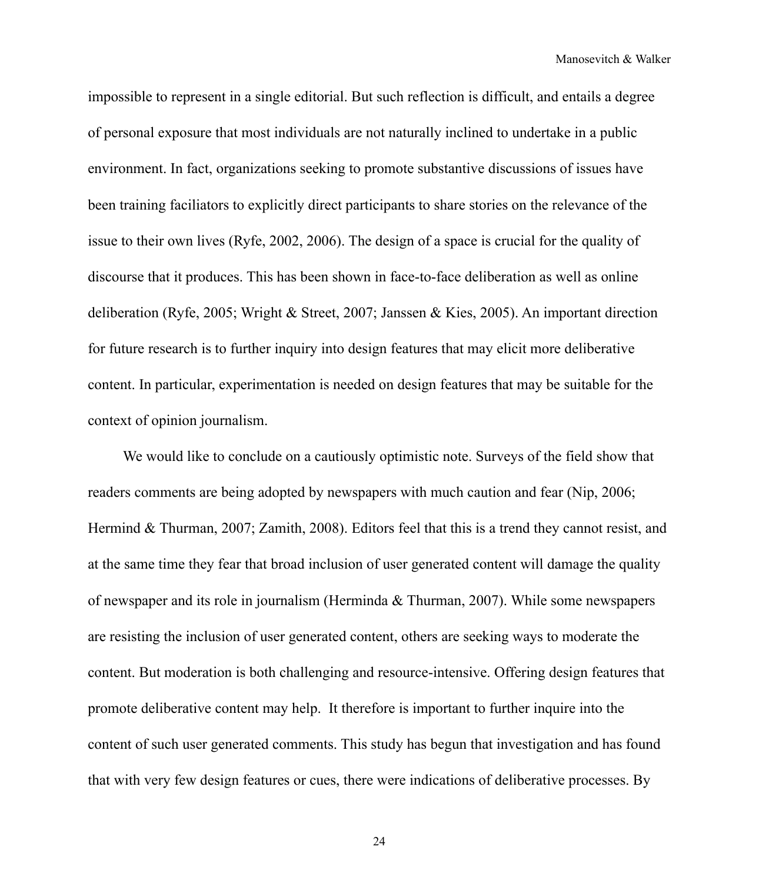impossible to represent in a single editorial. But such reflection is difficult, and entails a degree of personal exposure that most individuals are not naturally inclined to undertake in a public environment. In fact, organizations seeking to promote substantive discussions of issues have been training faciliators to explicitly direct participants to share stories on the relevance of the issue to their own lives (Ryfe, 2002, 2006). The design of a space is crucial for the quality of discourse that it produces. This has been shown in face-to-face deliberation as well as online deliberation (Ryfe, 2005; Wright & Street, 2007; Janssen & Kies, 2005). An important direction for future research is to further inquiry into design features that may elicit more deliberative content. In particular, experimentation is needed on design features that may be suitable for the context of opinion journalism.

We would like to conclude on a cautiously optimistic note. Surveys of the field show that readers comments are being adopted by newspapers with much caution and fear (Nip, 2006; Hermind & Thurman, 2007; Zamith, 2008). Editors feel that this is a trend they cannot resist, and at the same time they fear that broad inclusion of user generated content will damage the quality of newspaper and its role in journalism (Herminda & Thurman, 2007). While some newspapers are resisting the inclusion of user generated content, others are seeking ways to moderate the content. But moderation is both challenging and resource-intensive. Offering design features that promote deliberative content may help.  It therefore is important to further inquire into the content of such user generated comments. This study has begun that investigation and has found that with very few design features or cues, there were indications of deliberative processes. By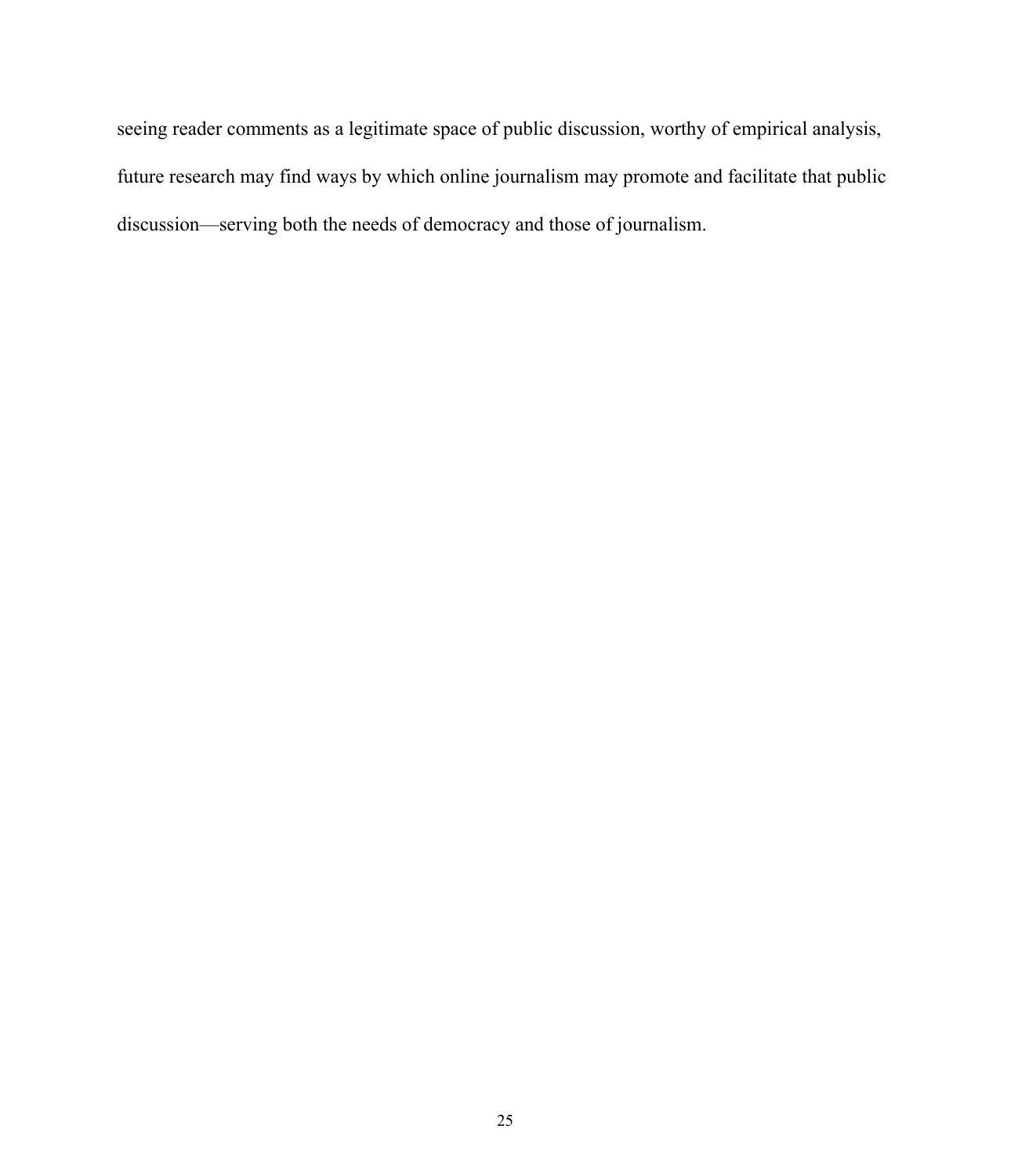seeing reader comments as a legitimate space of public discussion, worthy of empirical analysis, future research may find ways by which online journalism may promote and facilitate that public discussion—serving both the needs of democracy and those of journalism.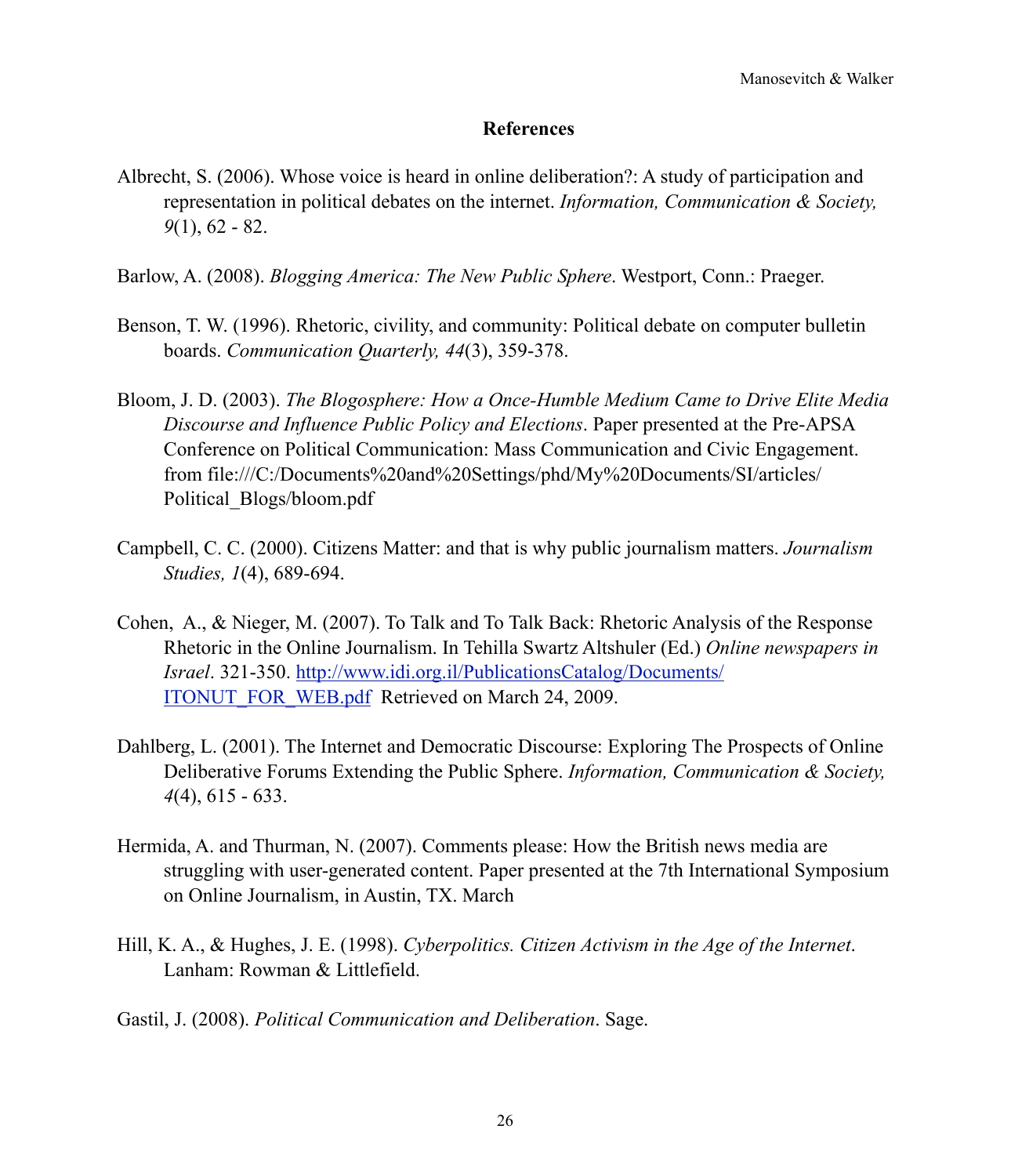## References

Albrecht, S. (2006). Whose voice is heard in online deliberation?: A study of participation and representation in political debates on the internet. *Information, Communication & Society, 9*(1), 62 - 82.

Barlow, A. (2008). *Blogging America: The New Public Sphere*. Westport, Conn.: Praeger.

Benson, T. W. (1996). Rhetoric, civility, and community: Political debate on computer bulletin boards. *Communication Quarterly, 44*(3), 359-378.

Bloom, J. D. (2003). *The Blogosphere: How a Once-Humble Medium Came to Drive Elite Media Discourse and Influence Public Policy and Elections*. Paper presented at the Pre-APSA Conference on Political Communication: Mass Communication and Civic Engagement. from file:///C:/Documents%20and%20Settings/phd/My%20Documents/SI/articles/Political_Blogs/bloom.pdf

Campbell, C. C. (2000). Citizens Matter: and that is why public journalism matters. *Journalism Studies, 1*(4), 689-694.

Cohen, A., & Nieger, M. (2007). To Talk and To Talk Back: Rhetoric Analysis of the Response Rhetoric in the Online Journalism. In Tehilla Swartz Altshuler (Ed.) *Online newspapers in Israel*. 321-350. [http://www.idi.org.il/PublicationsCatalog/Documents/ITONUT_FOR_WEB.pdf](http://www.idi.org.il/PublicationsCatalog/Documents/ITONUT_FOR_WEB.pdf) Retrieved on March 24, 2009.

Dahlberg, L. (2001). The Internet and Democratic Discourse: Exploring The Prospects of Online Deliberative Forums Extending the Public Sphere. *Information, Communication & Society, 4*(4), 615 - 633.

Hermida, A. and Thurman, N. (2007). Comments please: How the British news media are struggling with user-generated content. Paper presented at the 7th International Symposium on Online Journalism, in Austin, TX. March

Hill, K. A., & Hughes, J. E. (1998). *Cyberpolitics. Citizen Activism in the Age of the Internet*. Lanham: Rowman & Littlefield.

Gastil, J. (2008). *Political Communication and Deliberation*. Sage.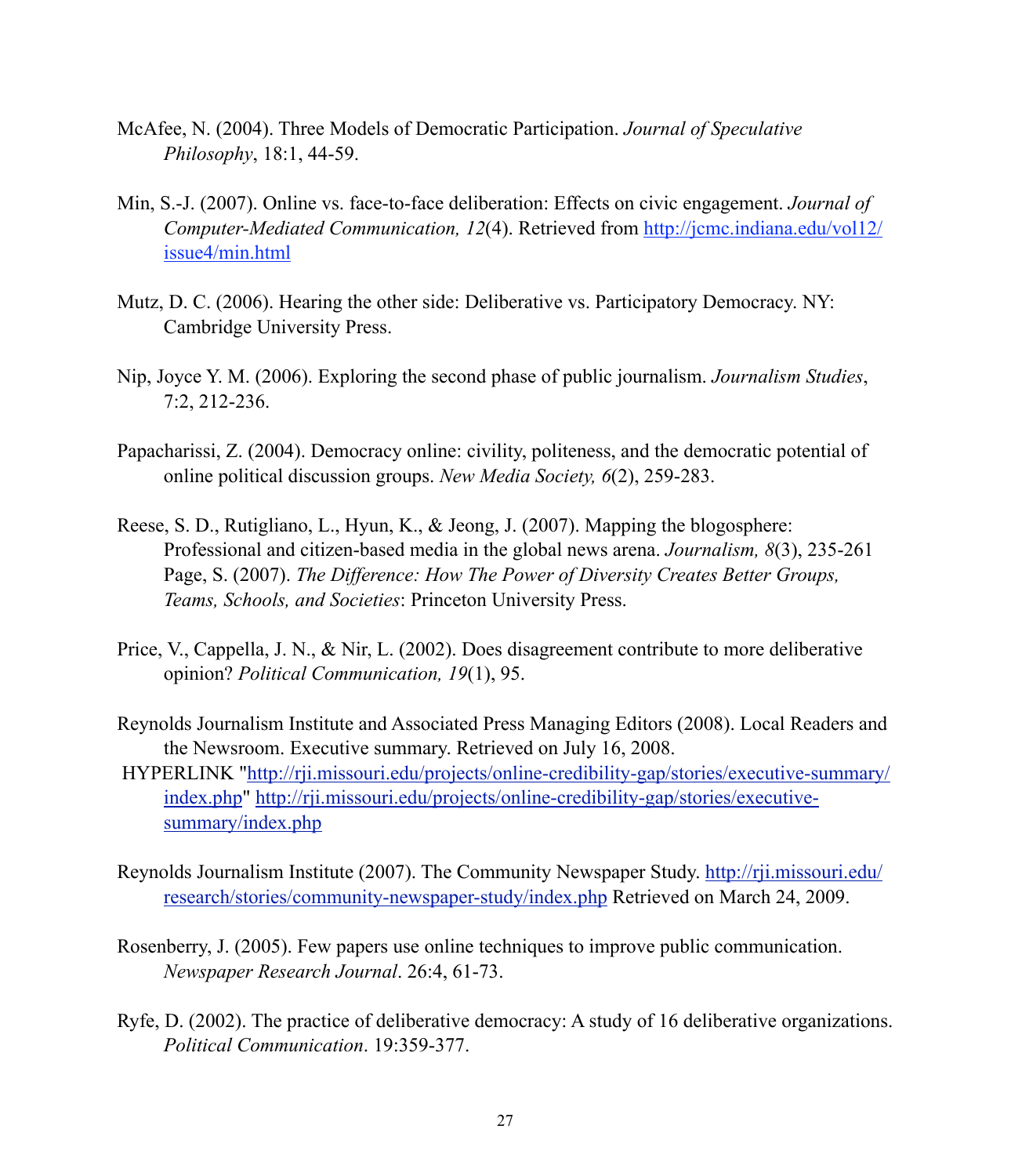McAfee, N. (2004). Three Models of Democratic Participation. *Journal of Speculative Philosophy*, 18:1, 44-59.

Min, S.-J. (2007). Online vs. face-to-face deliberation: Effects on civic engagement. *Journal of Computer-Mediated Communication, 12*(4). Retrieved from http://jcmc.indiana.edu/vol12/issue4/min.html

Mutz, D. C. (2006). Hearing the other side: Deliberative vs. Participatory Democracy. NY: Cambridge University Press.

Nip, Joyce Y. M. (2006). Exploring the second phase of public journalism. *Journalism Studies*, 7:2, 212-236.

Papacharissi, Z. (2004). Democracy online: civility, politeness, and the democratic potential of online political discussion groups. *New Media Society, 6*(2), 259-283.

Reese, S. D., Rutigliano, L., Hyun, K., & Jeong, J. (2007). Mapping the blogosphere: Professional and citizen-based media in the global news arena. *Journalism, 8*(3), 235-261 Page, S. (2007). *The Difference: How The Power of Diversity Creates Better Groups, Teams, Schools, and Societies*: Princeton University Press.

Price, V., Cappella, J. N., & Nir, L. (2002). Does disagreement contribute to more deliberative opinion? *Political Communication, 19*(1), 95.

Reynolds Journalism Institute and Associated Press Managing Editors (2008). Local Readers and the Newsroom. Executive summary. Retrieved on July 16, 2008. HYPERLINK "http://rji.missouri.edu/projects/online-credibility-gap/stories/executive-summary/index.php" http://rji.missouri.edu/projects/online-credibility-gap/stories/executive-summary/index.php

Reynolds Journalism Institute (2007). The Community Newspaper Study. http://rji.missouri.edu/research/stories/community-newspaper-study/index.php Retrieved on March 24, 2009.

Rosenberry, J. (2005). Few papers use online techniques to improve public communication. *Newspaper Research Journal*. 26:4, 61-73.

Ryfe, D. (2002). The practice of deliberative democracy: A study of 16 deliberative organizations. *Political Communication*. 19:359-377.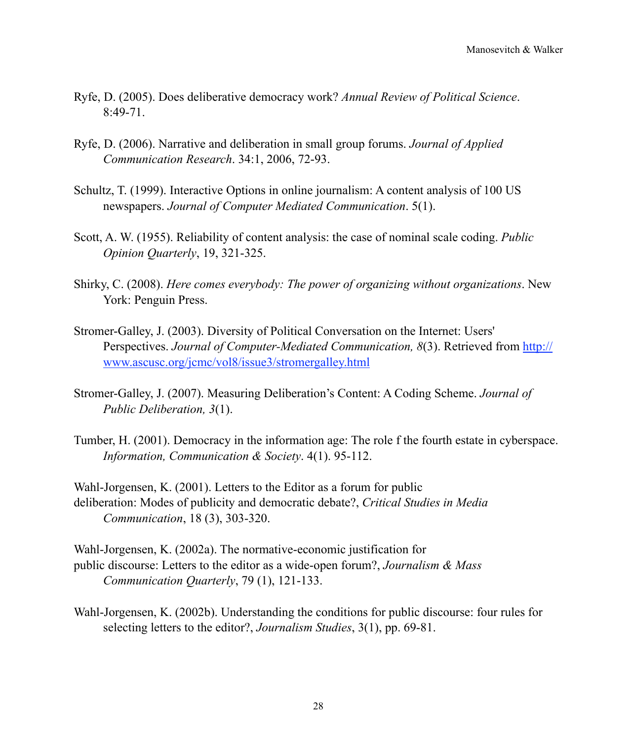Ryfe, D. (2005). Does deliberative democracy work? *Annual Review of Political Science*. 8:49-71.

Ryfe, D. (2006). Narrative and deliberation in small group forums. *Journal of Applied Communication Research*. 34:1, 2006, 72-93.

Schultz, T. (1999). Interactive Options in online journalism: A content analysis of 100 US newspapers. *Journal of Computer Mediated Communication*. 5(1).

Scott, A. W. (1955). Reliability of content analysis: the case of nominal scale coding. *Public Opinion Quarterly*, 19, 321-325.

Shirky, C. (2008). *Here comes everybody: The power of organizing without organizations*. New York: Penguin Press.

Stromer-Galley, J. (2003). Diversity of Political Conversation on the Internet: Users' Perspectives. *Journal of Computer-Mediated Communication, 8*(3). Retrieved from http://www.ascusc.org/jcmc/vol8/issue3/stromergalley.html

Stromer-Galley, J. (2007). Measuring Deliberation's Content: A Coding Scheme. *Journal of Public Deliberation, 3*(1).

Tumber, H. (2001). Democracy in the information age: The role f the fourth estate in cyberspace. *Information, Communication & Society*. 4(1). 95-112.

Wahl-Jorgensen, K. (2001). Letters to the Editor as a forum for public deliberation: Modes of publicity and democratic debate?, *Critical Studies in Media Communication*, 18 (3), 303-320.

Wahl-Jorgensen, K. (2002a). The normative-economic justification for public discourse: Letters to the editor as a wide-open forum?, *Journalism & Mass Communication Quarterly*, 79 (1), 121-133.

Wahl-Jorgensen, K. (2002b). Understanding the conditions for public discourse: four rules for selecting letters to the editor?, *Journalism Studies*, 3(1), pp. 69-81.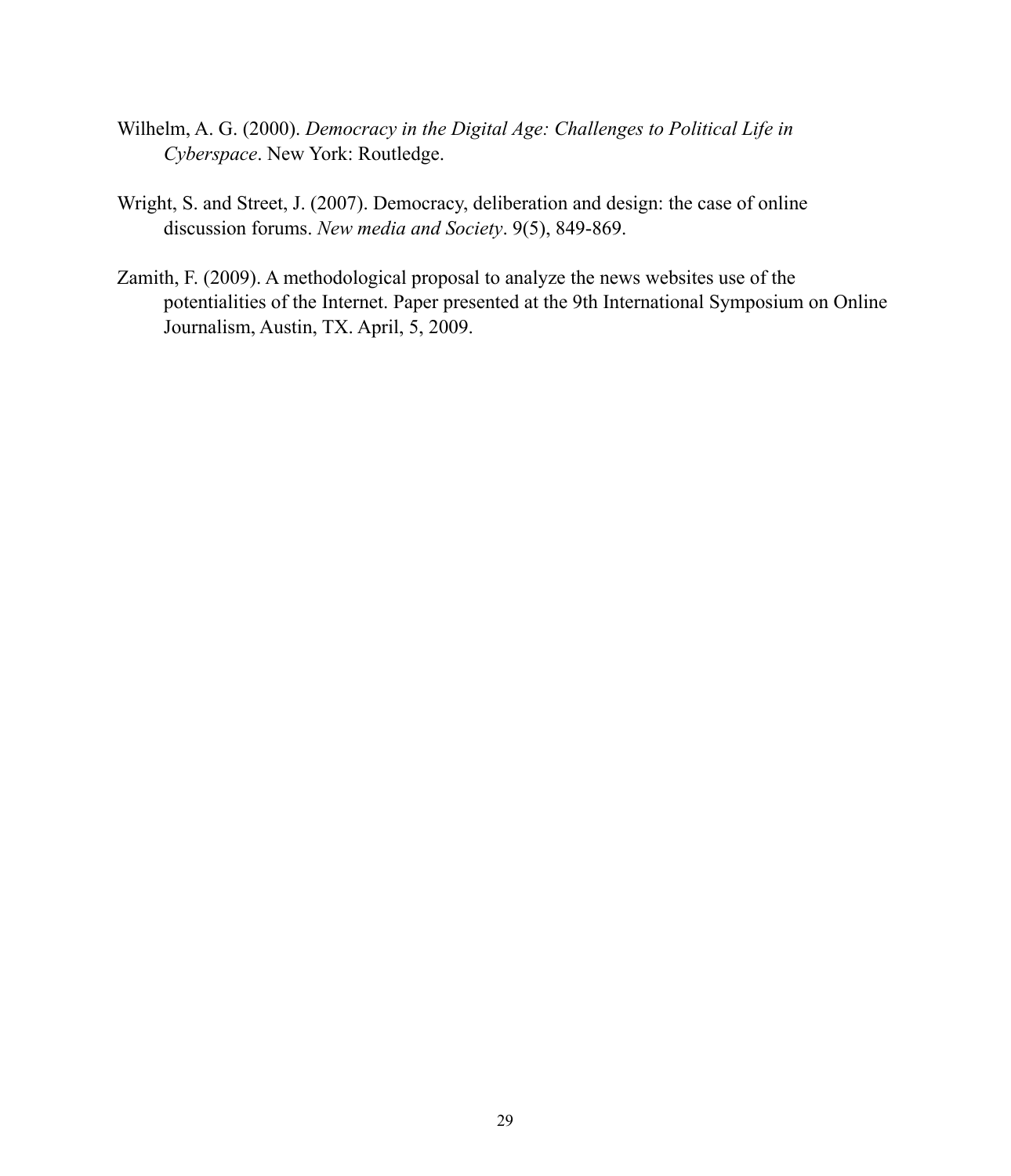Wilhelm, A. G. (2000). *Democracy in the Digital Age: Challenges to Political Life in Cyberspace*. New York: Routledge.

Wright, S. and Street, J. (2007). Democracy, deliberation and design: the case of online discussion forums. *New media and Society*. 9(5), 849-869.

Zamith, F. (2009). A methodological proposal to analyze the news websites use of the potentialities of the Internet. Paper presented at the 9th International Symposium on Online Journalism, Austin, TX. April, 5, 2009.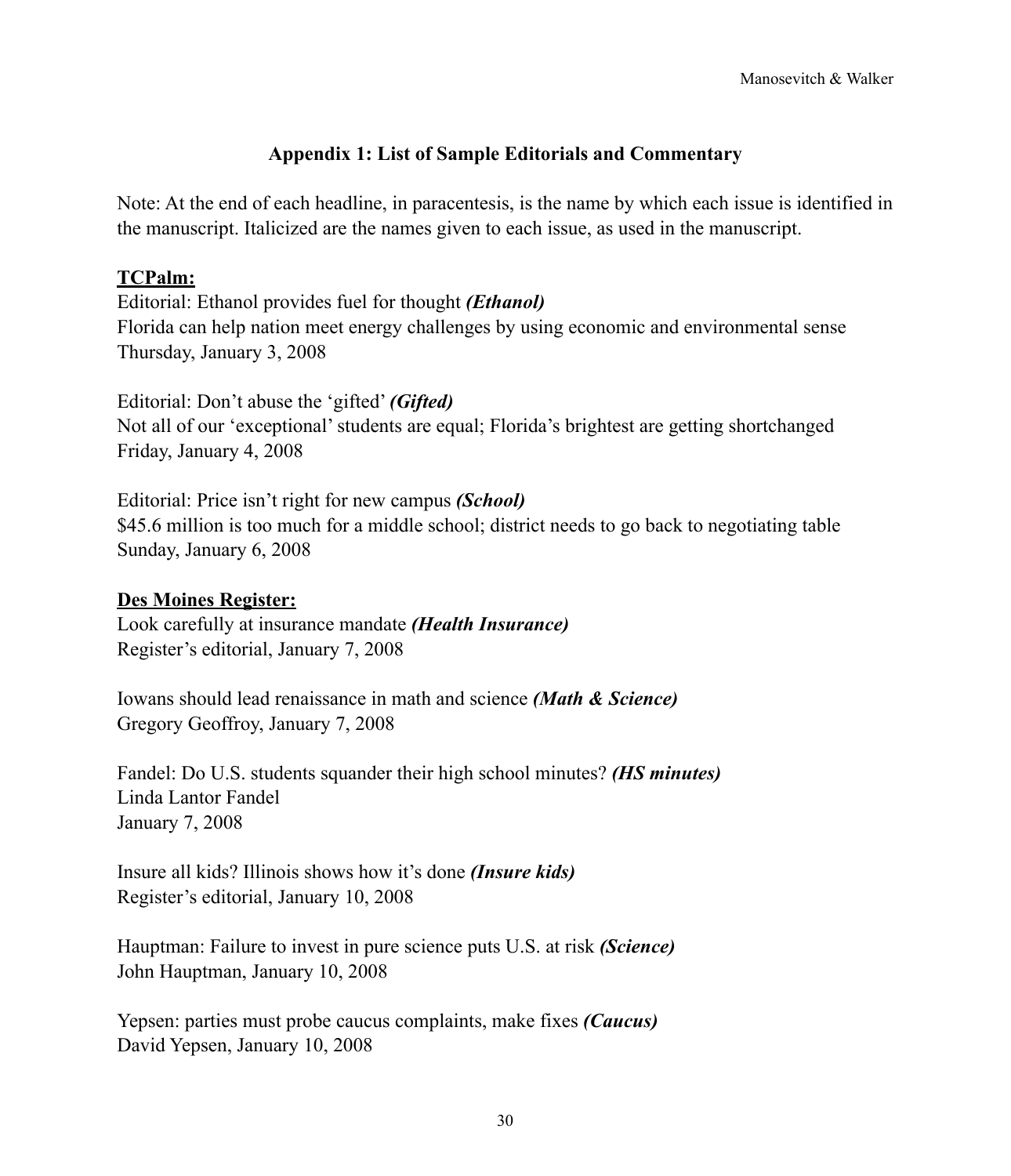## Appendix 1: List of Sample Editorials and Commentary

Note: At the end of each headline, in paracentesis, is the name by which each issue is identified in the manuscript. Italicized are the names given to each issue, as used in the manuscript.

**TCPalm:**

Editorial: Ethanol provides fuel for thought ***(Ethanol)***
Florida can help nation meet energy challenges by using economic and environmental sense
Thursday, January 3, 2008

Editorial: Don't abuse the 'gifted' ***(Gifted)***
Not all of our 'exceptional' students are equal; Florida's brightest are getting shortchanged
Friday, January 4, 2008

Editorial: Price isn't right for new campus ***(School)***
$45.6 million is too much for a middle school; district needs to go back to negotiating table
Sunday, January 6, 2008

**Des Moines Register:**

Look carefully at insurance mandate ***(Health Insurance)***
Register's editorial, January 7, 2008

Iowans should lead renaissance in math and science ***(Math & Science)***
Gregory Geoffroy, January 7, 2008

Fandel: Do U.S. students squander their high school minutes? ***(HS minutes)***
Linda Lantor Fandel
January 7, 2008

Insure all kids? Illinois shows how it's done ***(Insure kids)***
Register's editorial, January 10, 2008

Hauptman: Failure to invest in pure science puts U.S. at risk ***(Science)***
John Hauptman, January 10, 2008

Yepsen: parties must probe caucus complaints, make fixes ***(Caucus)***
David Yepsen, January 10, 2008